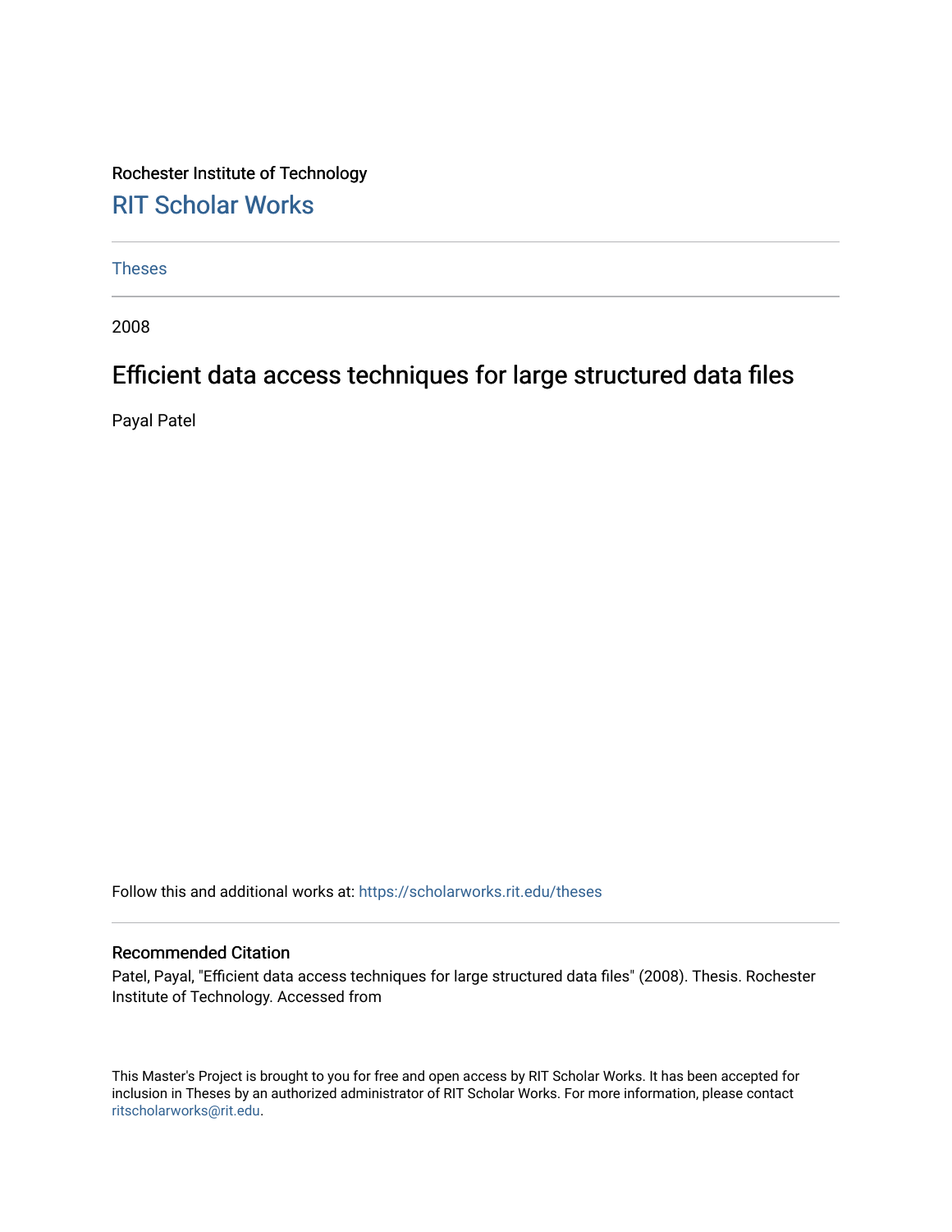Rochester Institute of Technology

## RIT Scholar Works

Theses

2008

# Efficient data access techniques for large structured data files

Payal Patel

Follow this and additional works at: https://scholarworks.rit.edu/theses

### Recommended Citation

Patel, Payal, "Efficient data access techniques for large structured data files" (2008). Thesis. Rochester Institute of Technology. Accessed from

This Master's Project is brought to you for free and open access by RIT Scholar Works. It has been accepted for inclusion in Theses by an authorized administrator of RIT Scholar Works. For more information, please contact ritscholarworks@rit.edu.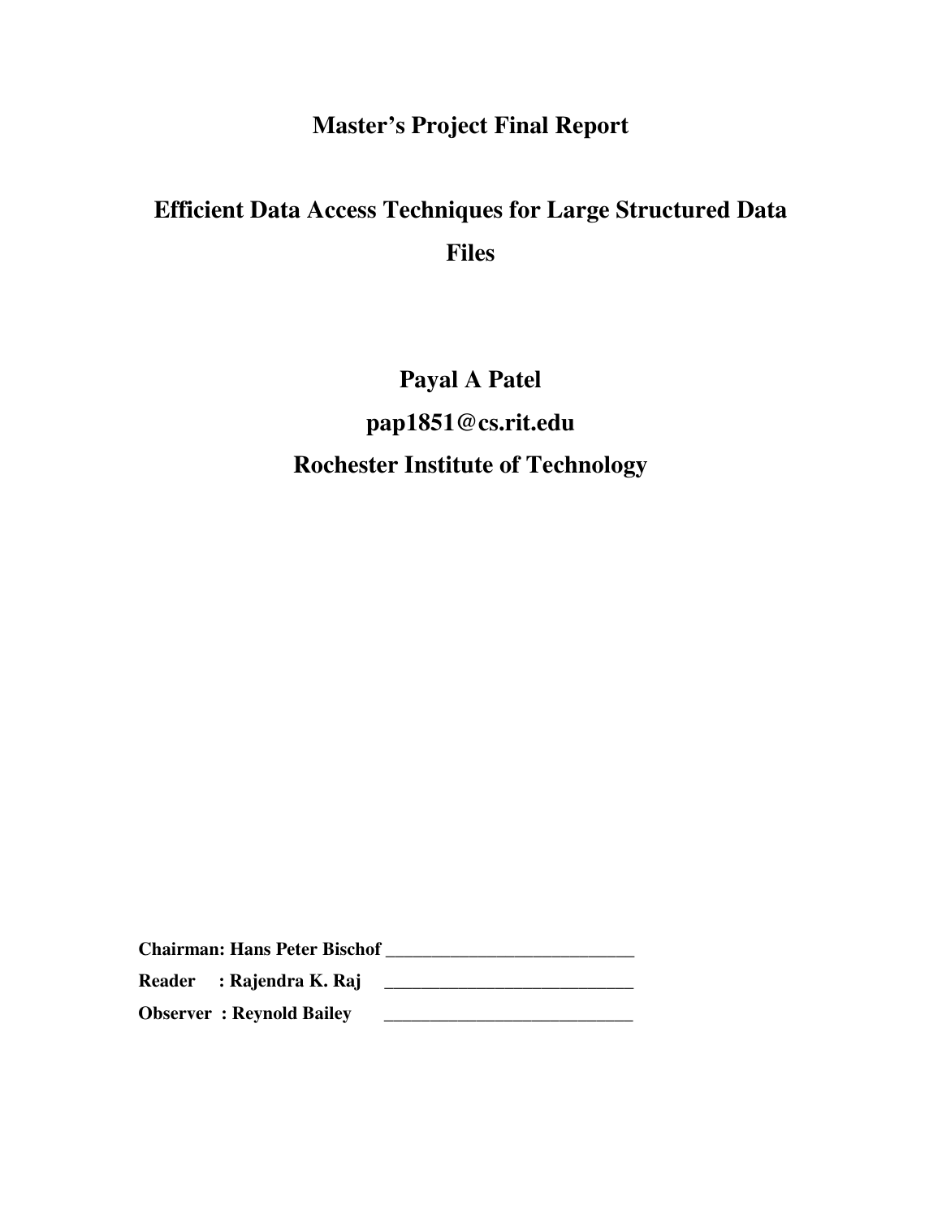# Master's Project Final Report

# Efficient Data Access Techniques for Large Structured Data Files

**Payal A Patel**

**pap1851@cs.rit.edu**

**Rochester Institute of Technology**

**Chairman: Hans Peter Bischof** ___________________________

**Reader : Rajendra K. Raj** ___________________________

**Observer : Reynold Bailey** ___________________________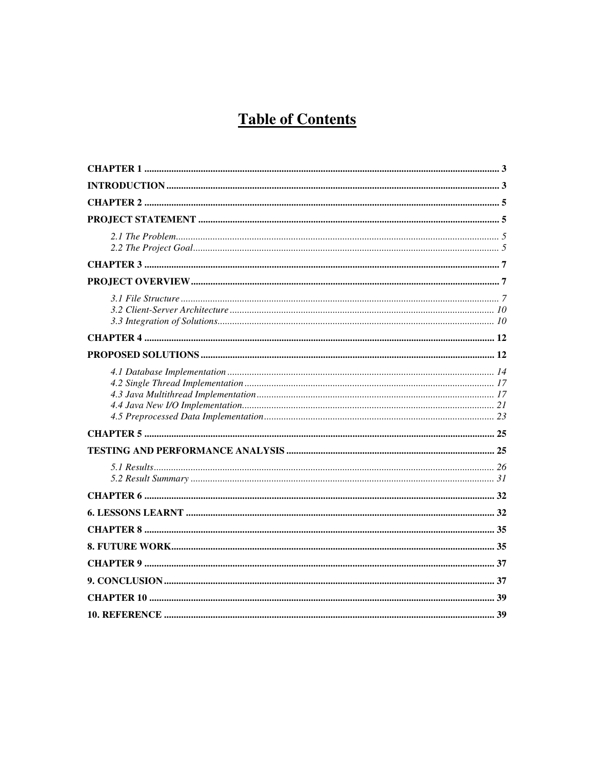# Table of Contents

**CHAPTER 1** ............................................................ 3

**INTRODUCTION** ............................................................ 3

**CHAPTER 2** ............................................................ 5

**PROJECT STATEMENT** ............................................................ 5

*2.1 The Problem* ............................................................ *5*
*2.2 The Project Goal* ............................................................ *5*

**CHAPTER 3** ............................................................ 7

**PROJECT OVERVIEW** ............................................................ 7

*3.1 File Structure* ............................................................ *7*
*3.2 Client-Server Architecture* ............................................................ *10*
*3.3 Integration of Solutions* ............................................................ *10*

**CHAPTER 4** ............................................................ 12

**PROPOSED SOLUTIONS** ............................................................ 12

*4.1 Database Implementation* ............................................................ *14*
*4.2 Single Thread Implementation* ............................................................ *17*
*4.3 Java Multithread Implementation* ............................................................ *17*
*4.4 Java New I/O Implementation* ............................................................ *21*
*4.5 Preprocessed Data Implementation* ............................................................ *23*

**CHAPTER 5** ............................................................ 25

**TESTING AND PERFORMANCE ANALYSIS** ............................................................ 25

*5.1 Results* ............................................................ *26*
*5.2 Result Summary* ............................................................ *31*

**CHAPTER 6** ............................................................ 32

**6. LESSONS LEARNT** ............................................................ 32

**CHAPTER 8** ............................................................ 35

**8. FUTURE WORK** ............................................................ 35

**CHAPTER 9** ............................................................ 37

**9. CONCLUSION** ............................................................ 37

**CHAPTER 10** ............................................................ 39

**10. REFERENCE** ............................................................ 39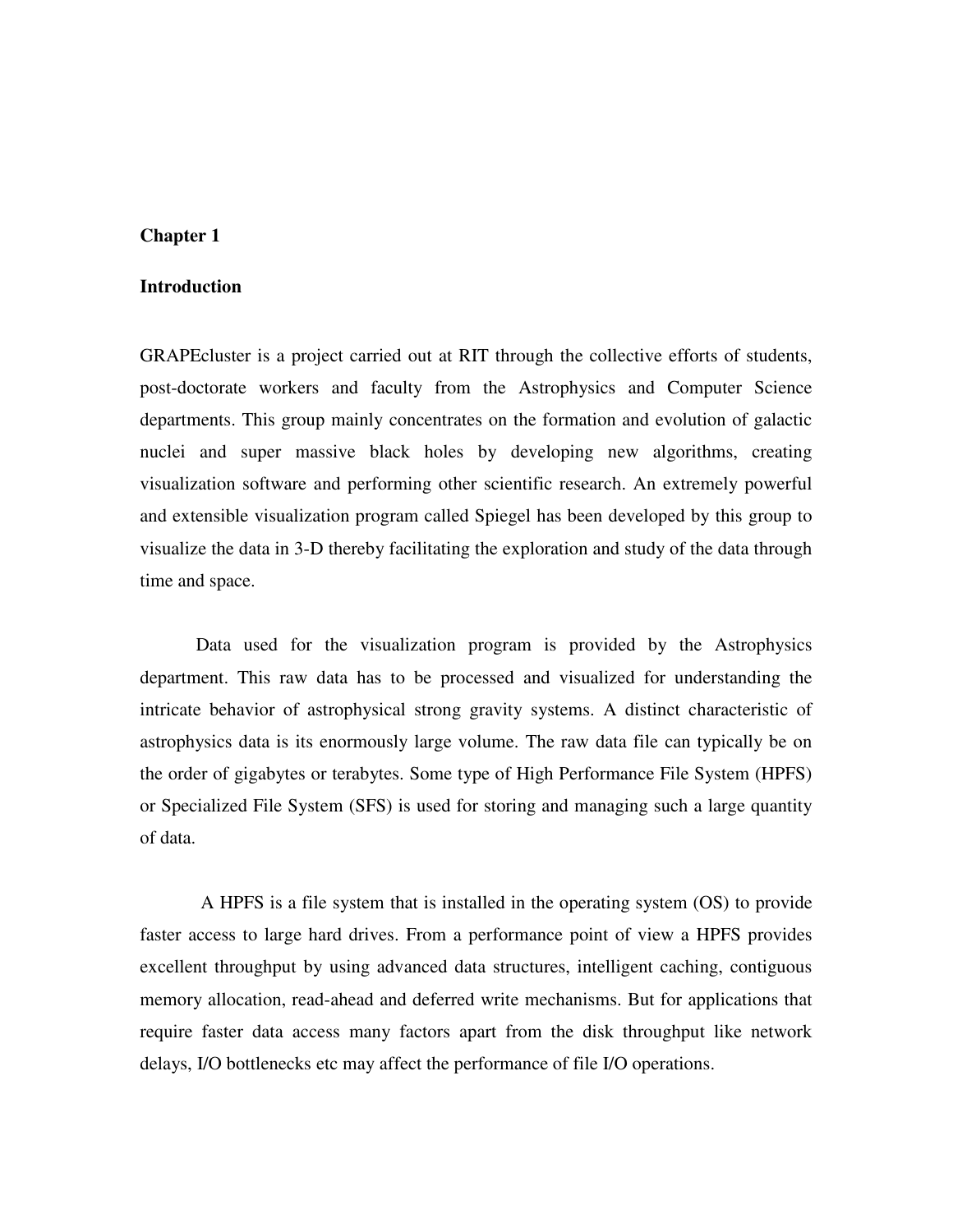# Chapter 1

## Introduction

GRAPEcluster is a project carried out at RIT through the collective efforts of students, post-doctorate workers and faculty from the Astrophysics and Computer Science departments. This group mainly concentrates on the formation and evolution of galactic nuclei and super massive black holes by developing new algorithms, creating visualization software and performing other scientific research. An extremely powerful and extensible visualization program called Spiegel has been developed by this group to visualize the data in 3-D thereby facilitating the exploration and study of the data through time and space.

Data used for the visualization program is provided by the Astrophysics department. This raw data has to be processed and visualized for understanding the intricate behavior of astrophysical strong gravity systems. A distinct characteristic of astrophysics data is its enormously large volume. The raw data file can typically be on the order of gigabytes or terabytes. Some type of High Performance File System (HPFS) or Specialized File System (SFS) is used for storing and managing such a large quantity of data.

A HPFS is a file system that is installed in the operating system (OS) to provide faster access to large hard drives. From a performance point of view a HPFS provides excellent throughput by using advanced data structures, intelligent caching, contiguous memory allocation, read-ahead and deferred write mechanisms. But for applications that require faster data access many factors apart from the disk throughput like network delays, I/O bottlenecks etc may affect the performance of file I/O operations.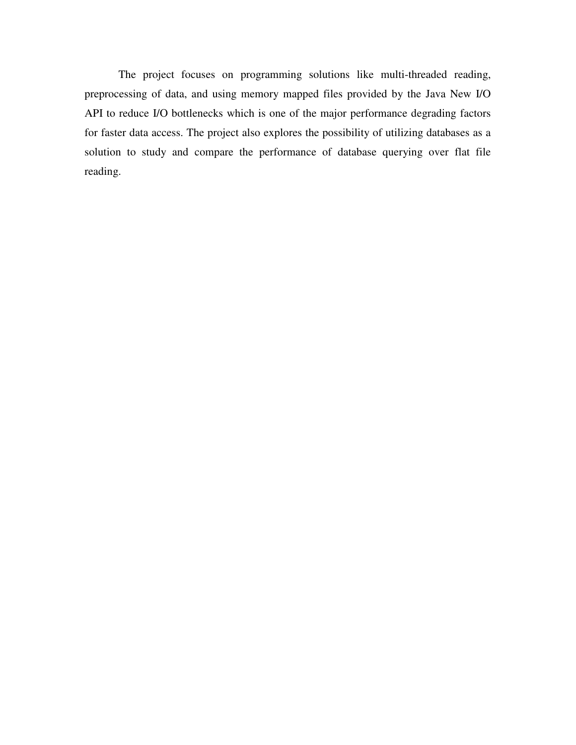The project focuses on programming solutions like multi-threaded reading, preprocessing of data, and using memory mapped files provided by the Java New I/O API to reduce I/O bottlenecks which is one of the major performance degrading factors for faster data access. The project also explores the possibility of utilizing databases as a solution to study and compare the performance of database querying over flat file reading.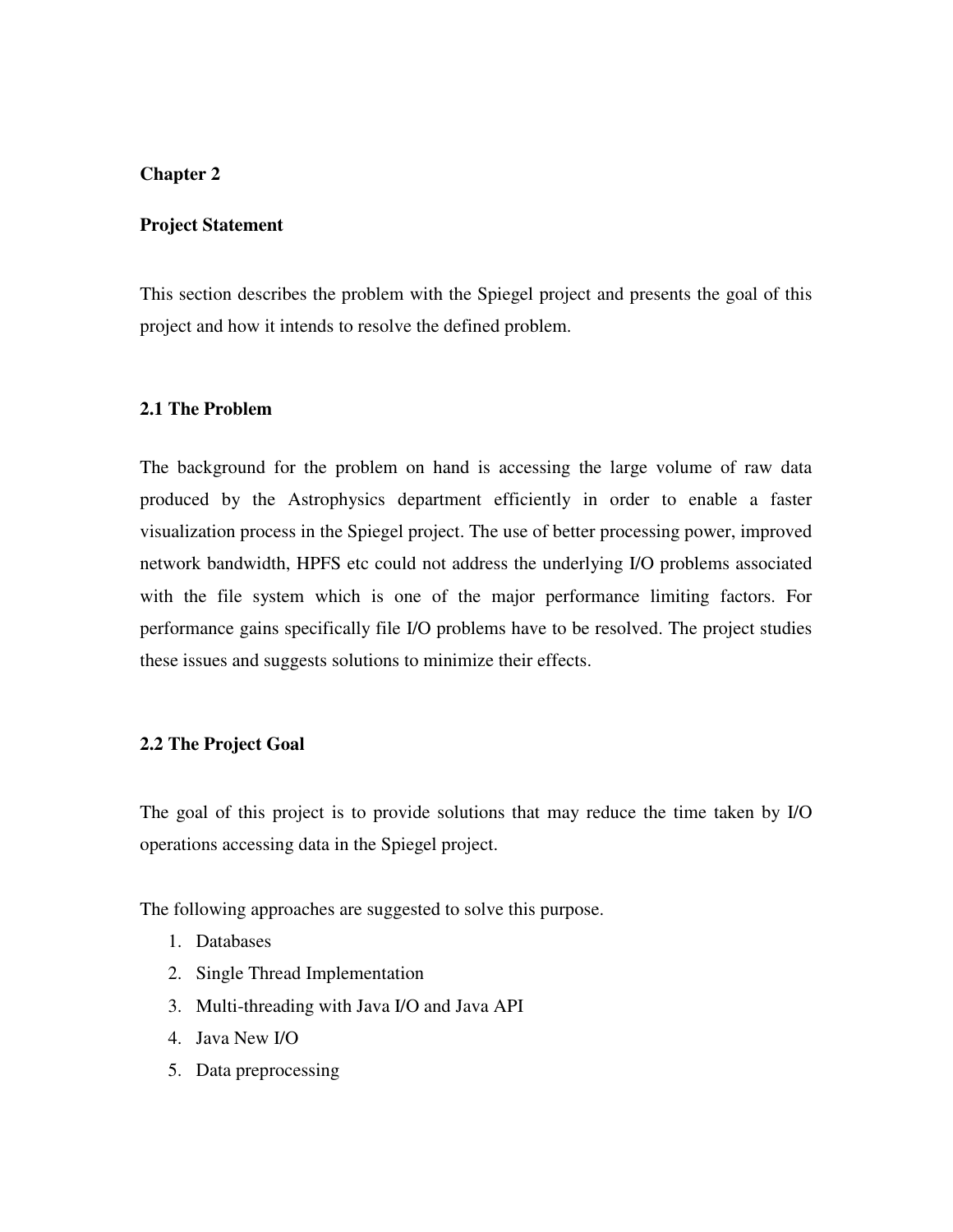# Chapter 2

# Project Statement

This section describes the problem with the Spiegel project and presents the goal of this project and how it intends to resolve the defined problem.

## 2.1 The Problem

The background for the problem on hand is accessing the large volume of raw data produced by the Astrophysics department efficiently in order to enable a faster visualization process in the Spiegel project. The use of better processing power, improved network bandwidth, HPFS etc could not address the underlying I/O problems associated with the file system which is one of the major performance limiting factors. For performance gains specifically file I/O problems have to be resolved. The project studies these issues and suggests solutions to minimize their effects.

## 2.2 The Project Goal

The goal of this project is to provide solutions that may reduce the time taken by I/O operations accessing data in the Spiegel project.

The following approaches are suggested to solve this purpose.

1. Databases
2. Single Thread Implementation
3. Multi-threading with Java I/O and Java API
4. Java New I/O
5. Data preprocessing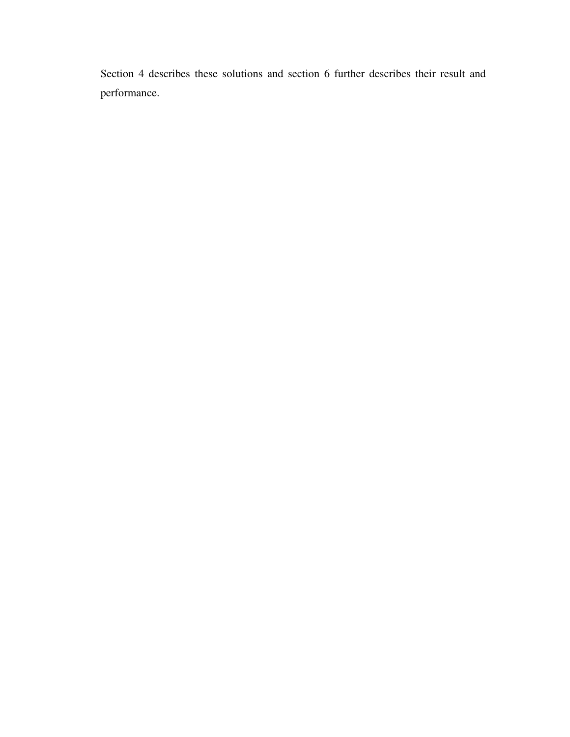Section 4 describes these solutions and section 6 further describes their result and performance.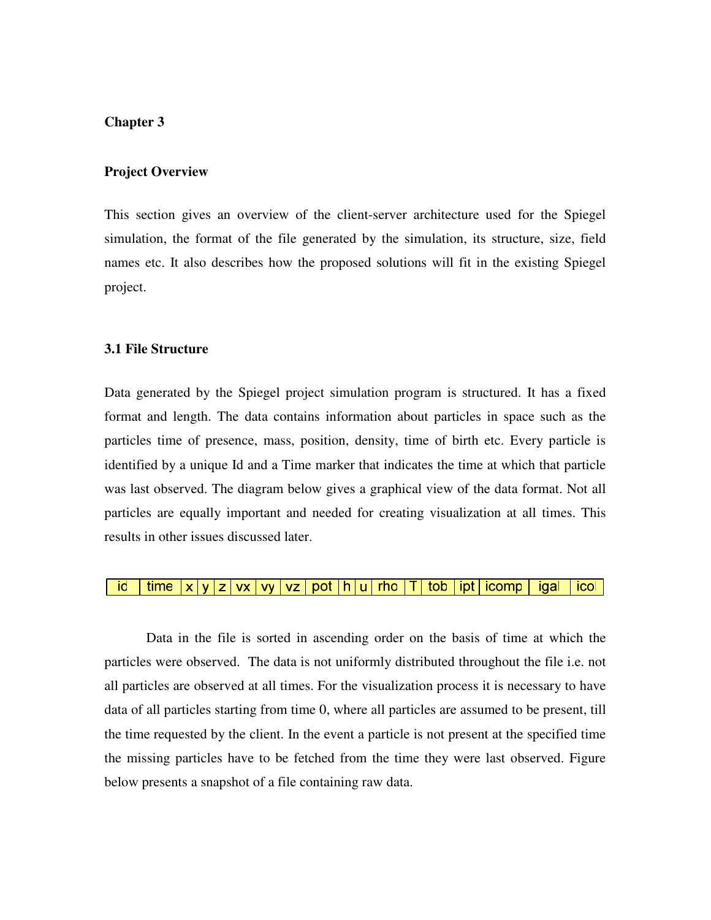# Chapter 3

## Project Overview

This section gives an overview of the client-server architecture used for the Spiegel simulation, the format of the file generated by the simulation, its structure, size, field names etc. It also describes how the proposed solutions will fit in the existing Spiegel project.

### 3.1 File Structure

Data generated by the Spiegel project simulation program is structured. It has a fixed format and length. The data contains information about particles in space such as the particles time of presence, mass, position, density, time of birth etc. Every particle is identified by a unique Id and a Time marker that indicates the time at which that particle was last observed. The diagram below gives a graphical view of the data format. Not all particles are equally important and needed for creating visualization at all times. This results in other issues discussed later.

| id | time | x | y | z | vx | vy | vz | pot | h | u | rho | T | tob | ipt | icomp | igal | icol |
|---|---|---|---|---|---|---|---|---|---|---|---|---|---|---|---|---|---|

Data in the file is sorted in ascending order on the basis of time at which the particles were observed. The data is not uniformly distributed throughout the file i.e. not all particles are observed at all times. For the visualization process it is necessary to have data of all particles starting from time 0, where all particles are assumed to be present, till the time requested by the client. In the event a particle is not present at the specified time the missing particles have to be fetched from the time they were last observed. Figure below presents a snapshot of a file containing raw data.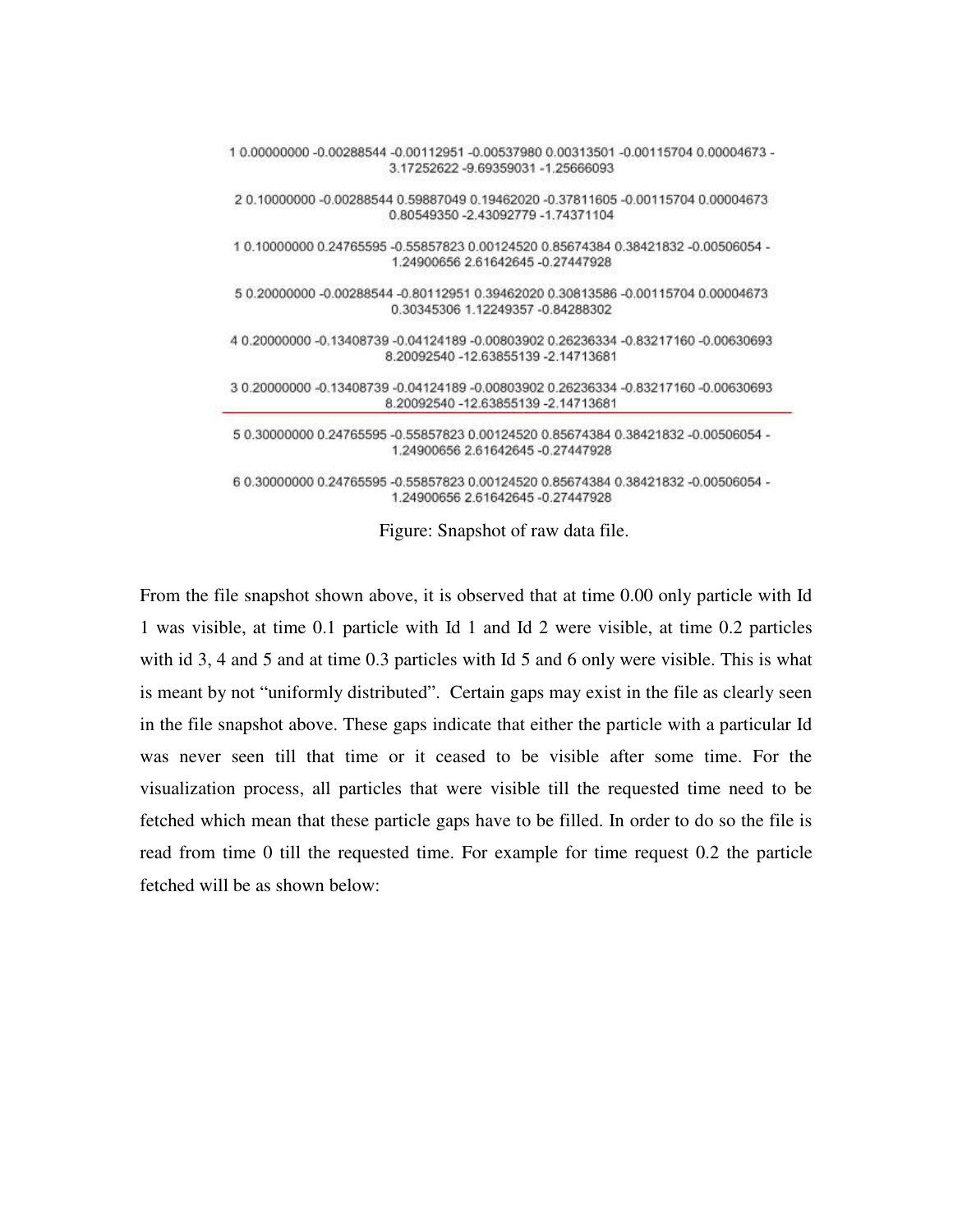```
1 0.00000000 -0.00288544 -0.00112951 -0.00537980 0.00313501 -0.00115704 0.00004673 -
3.17252622 -9.69359031 -1.25666093

2 0.10000000 -0.00288544 0.59887049 0.19462020 -0.37811605 -0.00115704 0.00004673
0.80549350 -2.43092779 -1.74371104

1 0.10000000 0.24765595 -0.55857823 0.00124520 0.85674384 0.38421832 -0.00506054 -
1.24900656 2.61642645 -0.27447928

5 0.20000000 -0.00288544 -0.80112951 0.39462020 0.30813586 -0.00115704 0.00004673
0.30345306 1.12249357 -0.84288302

4 0.20000000 -0.13408739 -0.04124189 -0.00803902 0.26236334 -0.83217160 -0.00630693
8.20092540 -12.63855139 -2.14713681

3 0.20000000 -0.13408739 -0.04124189 -0.00803902 0.26236334 -0.83217160 -0.00630693
8.20092540 -12.63855139 -2.14713681
--------------------------------------------------------------------------------------
5 0.30000000 0.24765595 -0.55857823 0.00124520 0.85674384 0.38421832 -0.00506054 -
1.24900656 2.61642645 -0.27447928

6 0.30000000 0.24765595 -0.55857823 0.00124520 0.85674384 0.38421832 -0.00506054 -
1.24900656 2.61642645 -0.27447928
```

Figure: Snapshot of raw data file.

From the file snapshot shown above, it is observed that at time 0.00 only particle with Id 1 was visible, at time 0.1 particle with Id 1 and Id 2 were visible, at time 0.2 particles with id 3, 4 and 5 and at time 0.3 particles with Id 5 and 6 only were visible. This is what is meant by not "uniformly distributed". Certain gaps may exist in the file as clearly seen in the file snapshot above. These gaps indicate that either the particle with a particular Id was never seen till that time or it ceased to be visible after some time. For the visualization process, all particles that were visible till the requested time need to be fetched which mean that these particle gaps have to be filled. In order to do so the file is read from time 0 till the requested time. For example for time request 0.2 the particle fetched will be as shown below: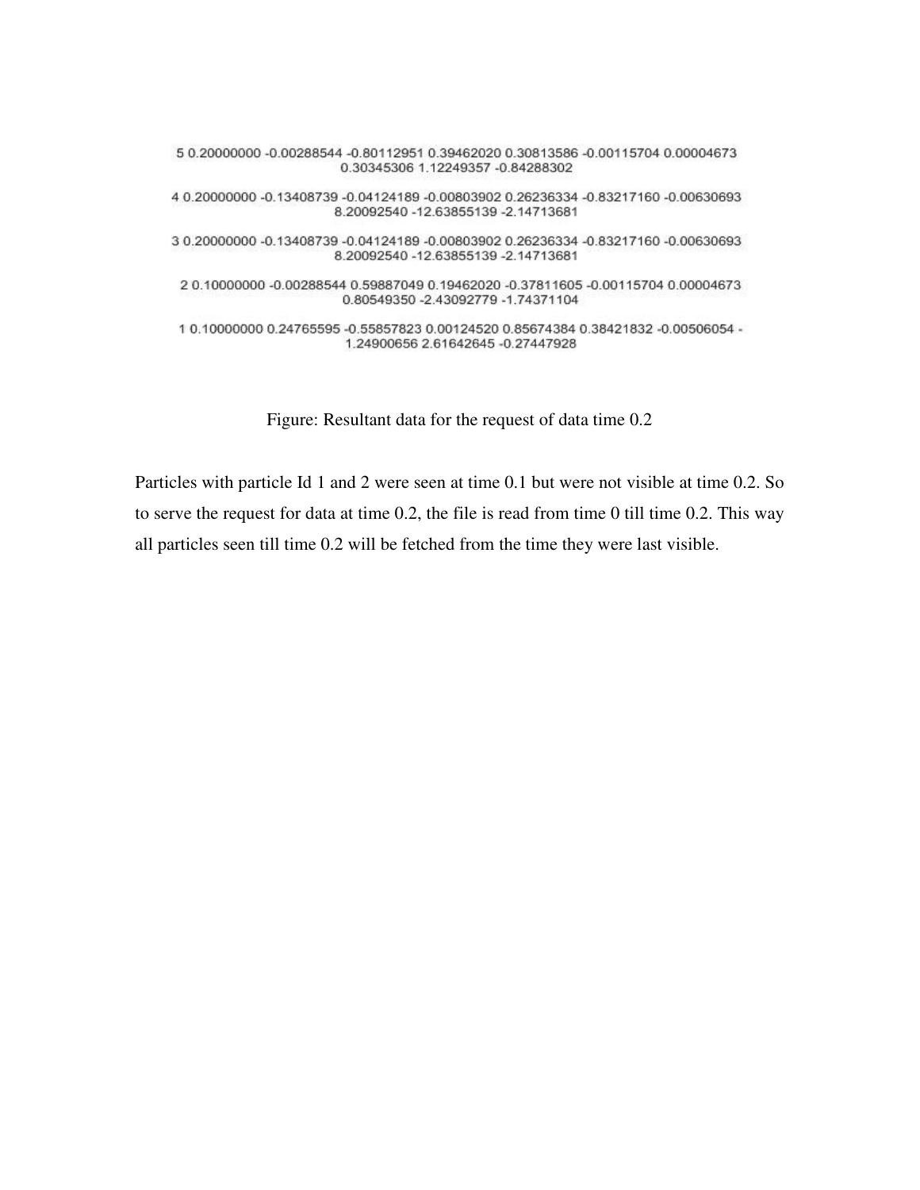```
5 0.20000000 -0.00288544 -0.80112951 0.39462020 0.30813586 -0.00115704 0.00004673
0.30345306 1.12249357 -0.84288302

4 0.20000000 -0.13408739 -0.04124189 -0.00803902 0.26236334 -0.83217160 -0.00630693
8.20092540 -12.63855139 -2.14713681

3 0.20000000 -0.13408739 -0.04124189 -0.00803902 0.26236334 -0.83217160 -0.00630693
8.20092540 -12.63855139 -2.14713681

2 0.10000000 -0.00288544 0.59887049 0.19462020 -0.37811605 -0.00115704 0.00004673
0.80549350 -2.43092779 -1.74371104

1 0.10000000 0.24765595 -0.55857823 0.00124520 0.85674384 0.38421832 -0.00506054 -
1.24900656 2.61642645 -0.27447928
```

Figure: Resultant data for the request of data time 0.2

Particles with particle Id 1 and 2 were seen at time 0.1 but were not visible at time 0.2. So to serve the request for data at time 0.2, the file is read from time 0 till time 0.2. This way all particles seen till time 0.2 will be fetched from the time they were last visible.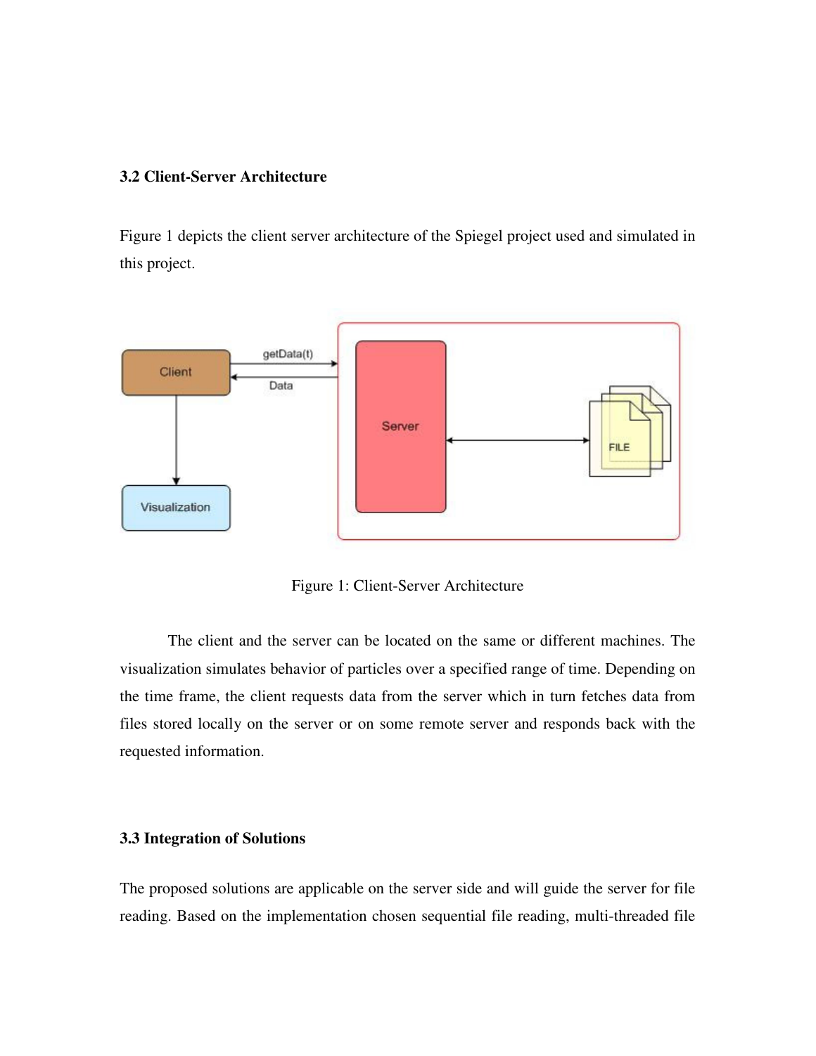### 3.2 Client-Server Architecture

Figure 1 depicts the client server architecture of the Spiegel project used and simulated in this project.

Figure 1: Client-Server Architecture

The client and the server can be located on the same or different machines. The visualization simulates behavior of particles over a specified range of time. Depending on the time frame, the client requests data from the server which in turn fetches data from files stored locally on the server or on some remote server and responds back with the requested information.

### 3.3 Integration of Solutions

The proposed solutions are applicable on the server side and will guide the server for file reading. Based on the implementation chosen sequential file reading, multi-threaded file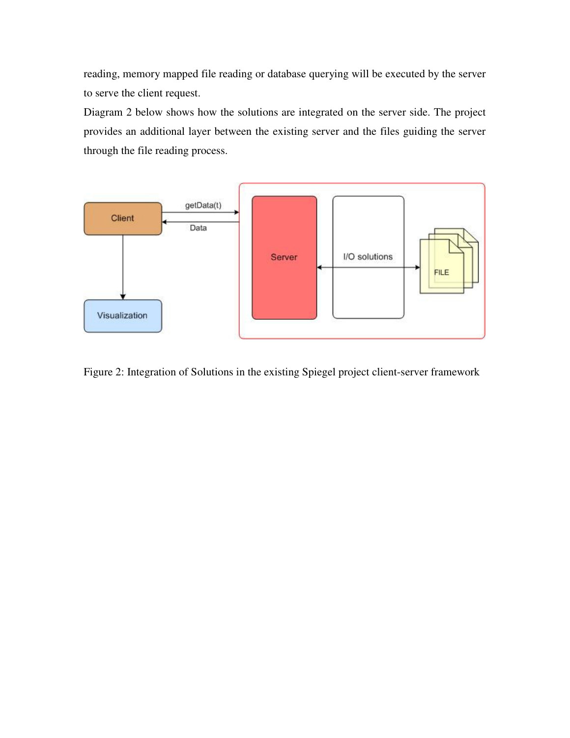reading, memory mapped file reading or database querying will be executed by the server to serve the client request.

Diagram 2 below shows how the solutions are integrated on the server side. The project provides an additional layer between the existing server and the files guiding the server through the file reading process.

Figure 2: Integration of Solutions in the existing Spiegel project client-server framework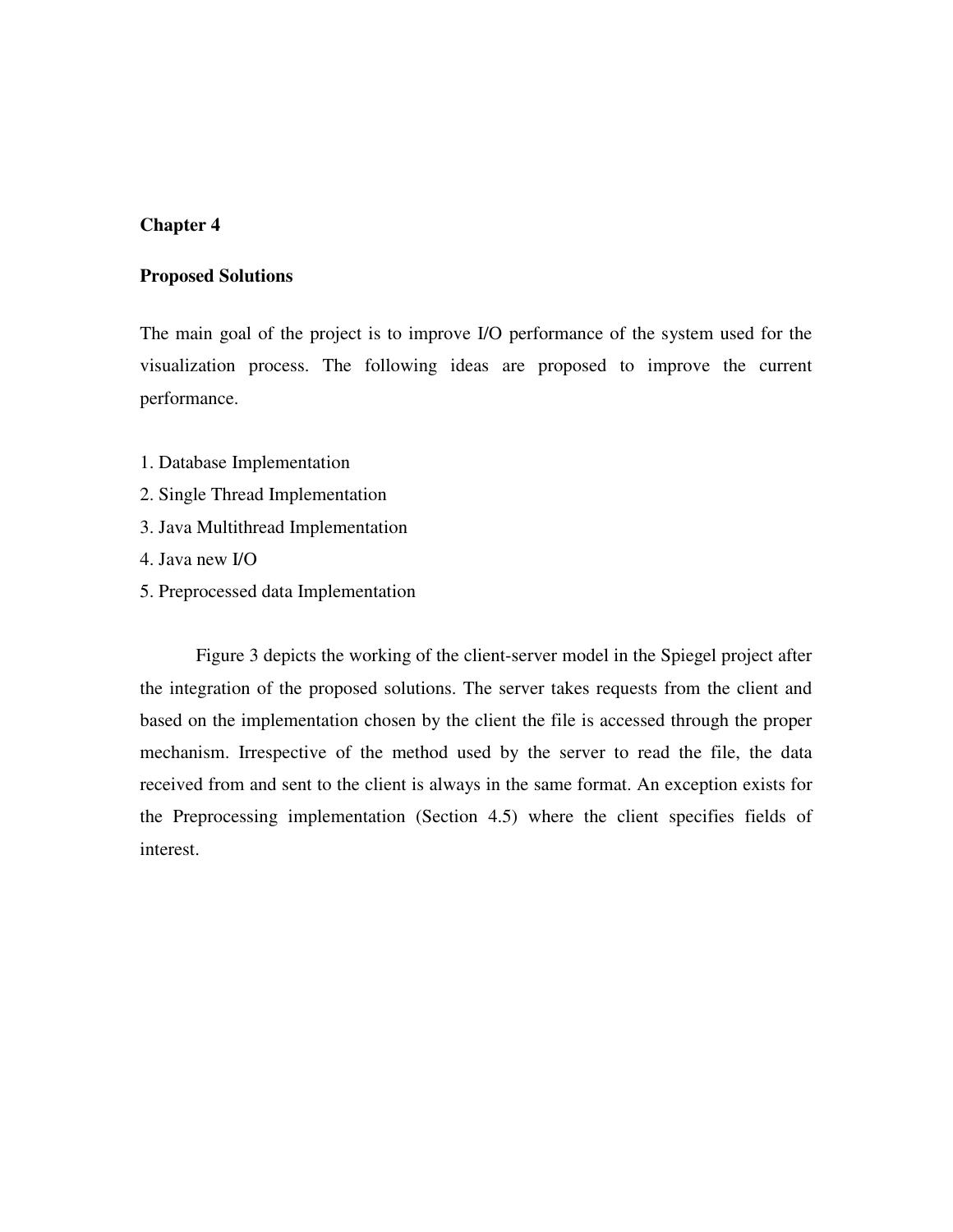# Chapter 4

## Proposed Solutions

The main goal of the project is to improve I/O performance of the system used for the visualization process. The following ideas are proposed to improve the current performance.

1. Database Implementation
2. Single Thread Implementation
3. Java Multithread Implementation
4. Java new I/O
5. Preprocessed data Implementation

Figure 3 depicts the working of the client-server model in the Spiegel project after the integration of the proposed solutions. The server takes requests from the client and based on the implementation chosen by the client the file is accessed through the proper mechanism. Irrespective of the method used by the server to read the file, the data received from and sent to the client is always in the same format. An exception exists for the Preprocessing implementation (Section 4.5) where the client specifies fields of interest.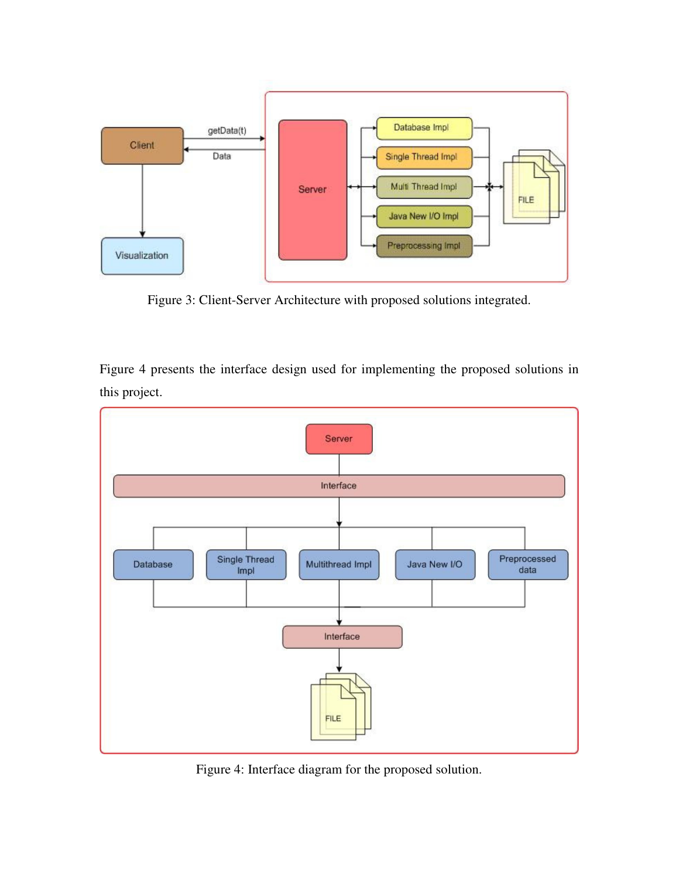Figure 3: Client-Server Architecture with proposed solutions integrated.

Figure 4 presents the interface design used for implementing the proposed solutions in this project.

Figure 4: Interface diagram for the proposed solution.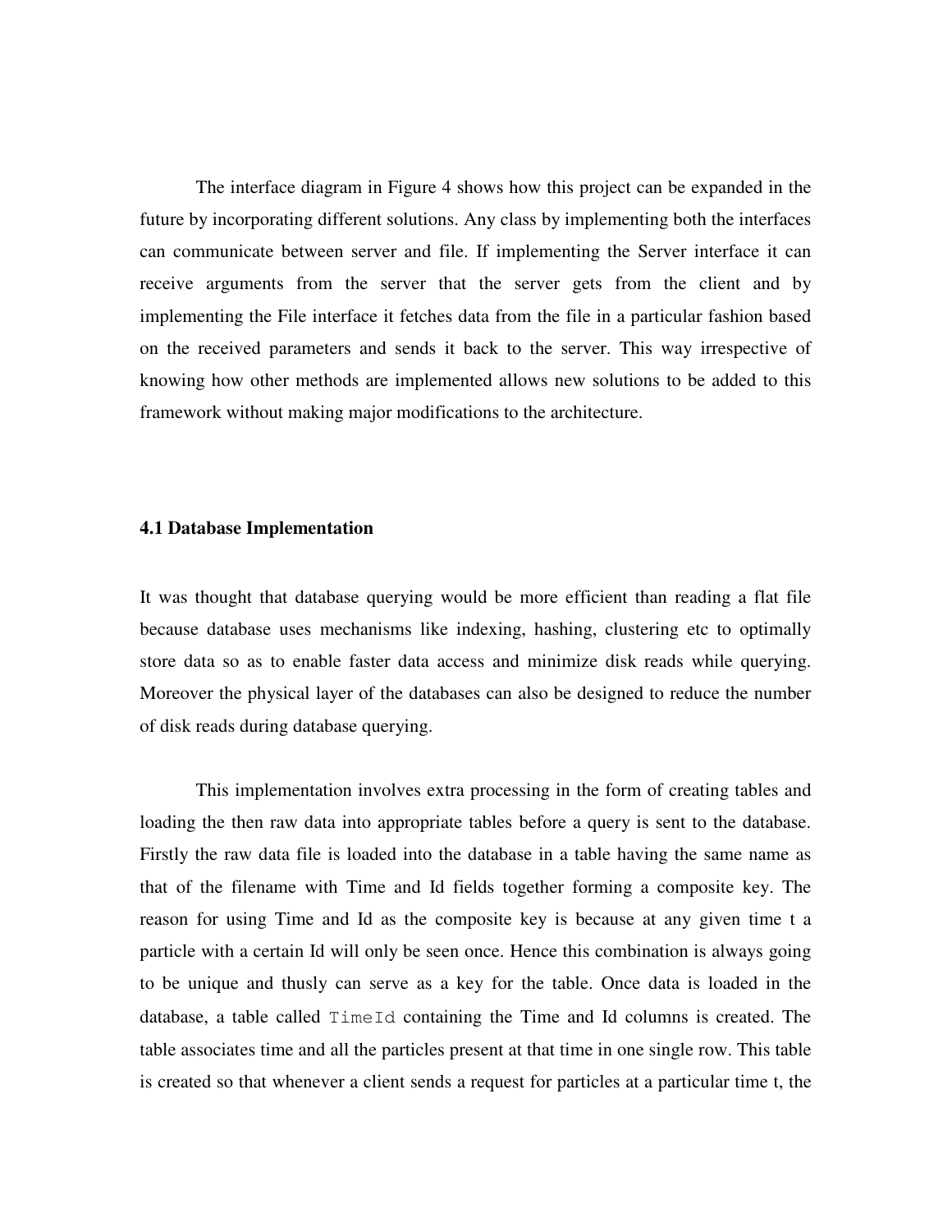The interface diagram in Figure 4 shows how this project can be expanded in the future by incorporating different solutions. Any class by implementing both the interfaces can communicate between server and file. If implementing the Server interface it can receive arguments from the server that the server gets from the client and by implementing the File interface it fetches data from the file in a particular fashion based on the received parameters and sends it back to the server. This way irrespective of knowing how other methods are implemented allows new solutions to be added to this framework without making major modifications to the architecture.

### 4.1 Database Implementation

It was thought that database querying would be more efficient than reading a flat file because database uses mechanisms like indexing, hashing, clustering etc to optimally store data so as to enable faster data access and minimize disk reads while querying. Moreover the physical layer of the databases can also be designed to reduce the number of disk reads during database querying.

This implementation involves extra processing in the form of creating tables and loading the then raw data into appropriate tables before a query is sent to the database. Firstly the raw data file is loaded into the database in a table having the same name as that of the filename with Time and Id fields together forming a composite key. The reason for using Time and Id as the composite key is because at any given time t a particle with a certain Id will only be seen once. Hence this combination is always going to be unique and thusly can serve as a key for the table. Once data is loaded in the database, a table called `TimeId` containing the Time and Id columns is created. The table associates time and all the particles present at that time in one single row. This table is created so that whenever a client sends a request for particles at a particular time t, the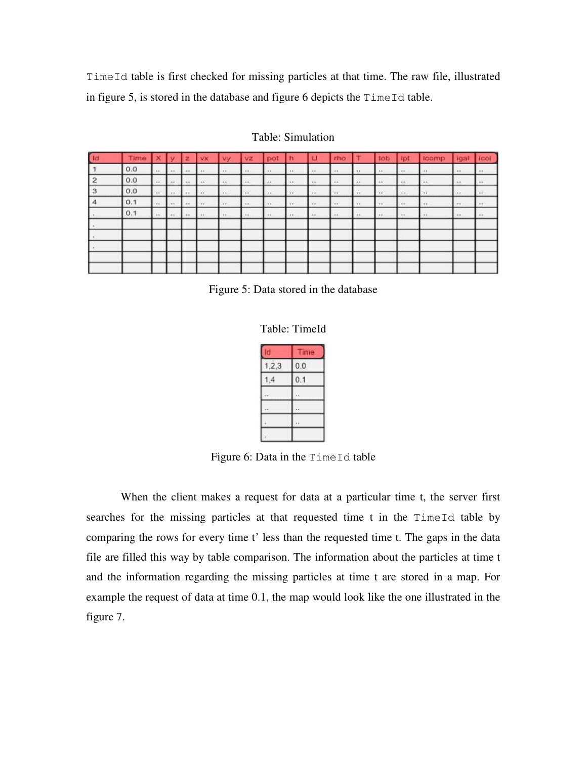`TimeId` table is first checked for missing particles at that time. The raw file, illustrated in figure 5, is stored in the database and figure 6 depicts the `TimeId` table.

Table: Simulation

| Id | Time | X | y | z | vx | vy | vz | pot | h | U | rho | T | tob | ipt | icomp | igal | icol |
|---|---|---|---|---|---|---|---|---|---|---|---|---|---|---|---|---|---|
| 1 | 0.0 | .. | .. | .. | .. | .. | .. | .. | .. | .. | .. | .. | .. | .. | .. | .. | .. |
| 2 | 0.0 | .. | .. | .. | .. | .. | .. | .. | .. | .. | .. | .. | .. | .. | .. | .. | .. |
| 3 | 0.0 | .. | .. | .. | .. | .. | .. | .. | .. | .. | .. | .. | .. | .. | .. | .. | .. |
| 4 | 0.1 | .. | .. | .. | .. | .. | .. | .. | .. | .. | .. | .. | .. | .. | .. | .. | .. |
| . | 0.1 | .. | .. | .. | .. | .. | .. | .. | .. | .. | .. | .. | .. | .. | .. | .. | .. |
| . | | | | | | | | | | | | | | | | | |
| . | | | | | | | | | | | | | | | | | |
| . | | | | | | | | | | | | | | | | | |
| | | | | | | | | | | | | | | | | | |
| | | | | | | | | | | | | | | | | | |

Figure 5: Data stored in the database

Table: TimeId

| Id | Time |
|---|---|
| 1,2,3 | 0.0 |
| 1,4 | 0.1 |
| .. | .. |
| .. | .. |
| . | .. |
| . | |

Figure 6: Data in the `TimeId` table

When the client makes a request for data at a particular time t, the server first searches for the missing particles at that requested time t in the `TimeId` table by comparing the rows for every time t' less than the requested time t. The gaps in the data file are filled this way by table comparison. The information about the particles at time t and the information regarding the missing particles at time t are stored in a map. For example the request of data at time 0.1, the map would look like the one illustrated in the figure 7.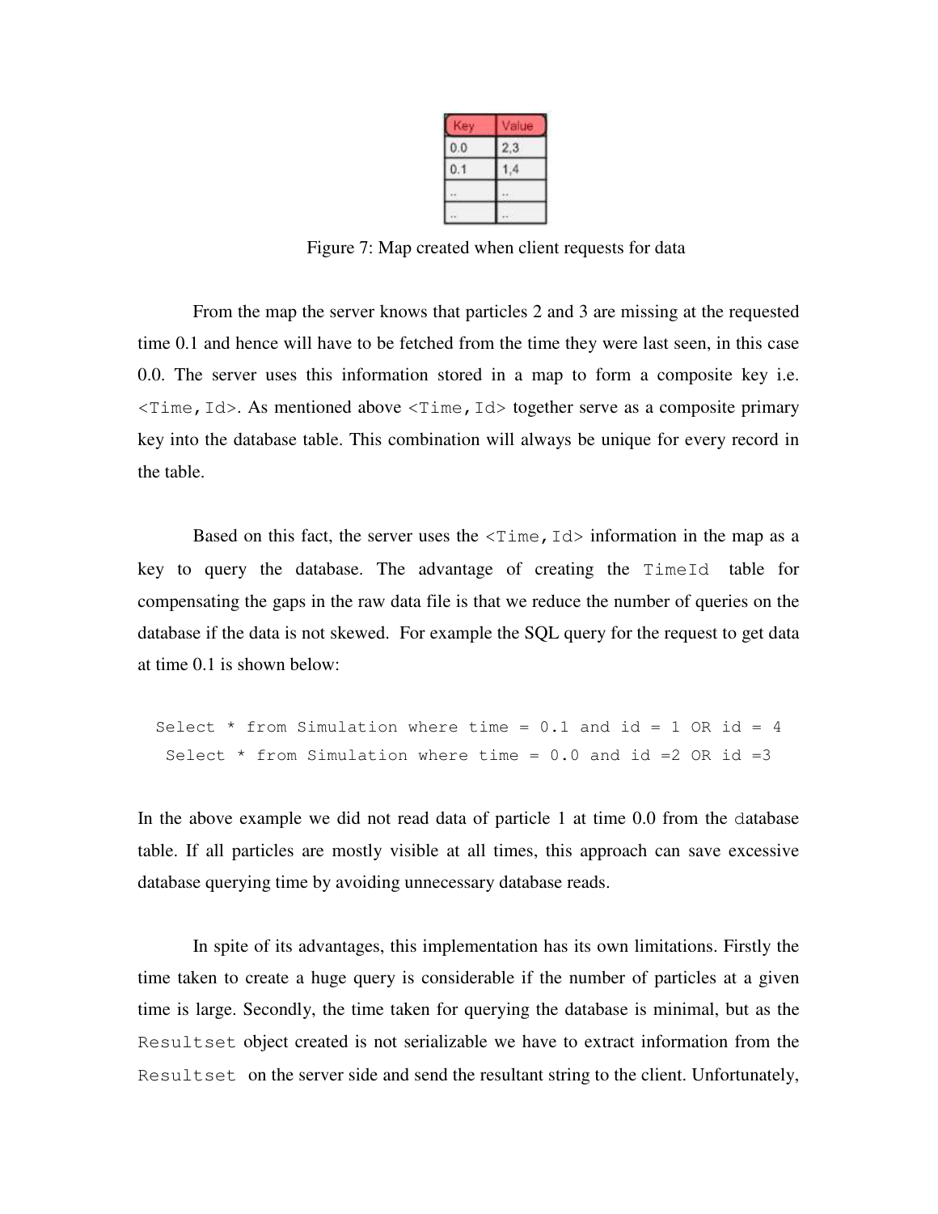| Key | Value |
| --- | --- |
| 0.0 | 2,3 |
| 0.1 | 1,4 |
| .. | .. |
| .. | .. |

Figure 7: Map created when client requests for data

From the map the server knows that particles 2 and 3 are missing at the requested time 0.1 and hence will have to be fetched from the time they were last seen, in this case 0.0. The server uses this information stored in a map to form a composite key i.e. `<Time,Id>`. As mentioned above `<Time,Id>` together serve as a composite primary key into the database table. This combination will always be unique for every record in the table.

Based on this fact, the server uses the `<Time,Id>` information in the map as a key to query the database. The advantage of creating the `TimeId` table for compensating the gaps in the raw data file is that we reduce the number of queries on the database if the data is not skewed. For example the SQL query for the request to get data at time 0.1 is shown below:

```
Select * from Simulation where time = 0.1 and id = 1 OR id = 4
Select * from Simulation where time = 0.0 and id =2 OR id =3
```

In the above example we did not read data of particle 1 at time 0.0 from the database table. If all particles are mostly visible at all times, this approach can save excessive database querying time by avoiding unnecessary database reads.

In spite of its advantages, this implementation has its own limitations. Firstly the time taken to create a huge query is considerable if the number of particles at a given time is large. Secondly, the time taken for querying the database is minimal, but as the `Resultset` object created is not serializable we have to extract information from the `Resultset` on the server side and send the resultant string to the client. Unfortunately,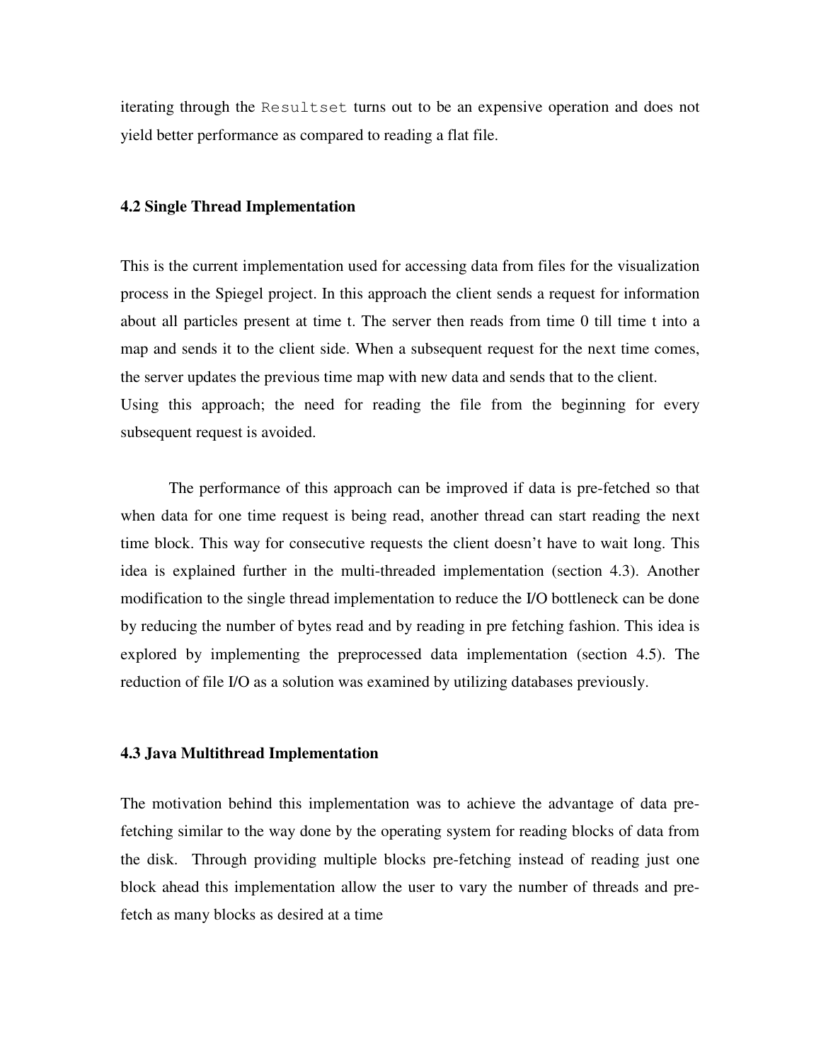iterating through the `Resultset` turns out to be an expensive operation and does not yield better performance as compared to reading a flat file.

### 4.2 Single Thread Implementation

This is the current implementation used for accessing data from files for the visualization process in the Spiegel project. In this approach the client sends a request for information about all particles present at time t. The server then reads from time 0 till time t into a map and sends it to the client side. When a subsequent request for the next time comes, the server updates the previous time map with new data and sends that to the client.
Using this approach; the need for reading the file from the beginning for every subsequent request is avoided.

The performance of this approach can be improved if data is pre-fetched so that when data for one time request is being read, another thread can start reading the next time block. This way for consecutive requests the client doesn't have to wait long. This idea is explained further in the multi-threaded implementation (section 4.3). Another modification to the single thread implementation to reduce the I/O bottleneck can be done by reducing the number of bytes read and by reading in pre fetching fashion. This idea is explored by implementing the preprocessed data implementation (section 4.5). The reduction of file I/O as a solution was examined by utilizing databases previously.

### 4.3 Java Multithread Implementation

The motivation behind this implementation was to achieve the advantage of data pre-fetching similar to the way done by the operating system for reading blocks of data from the disk. Through providing multiple blocks pre-fetching instead of reading just one block ahead this implementation allow the user to vary the number of threads and pre-fetch as many blocks as desired at a time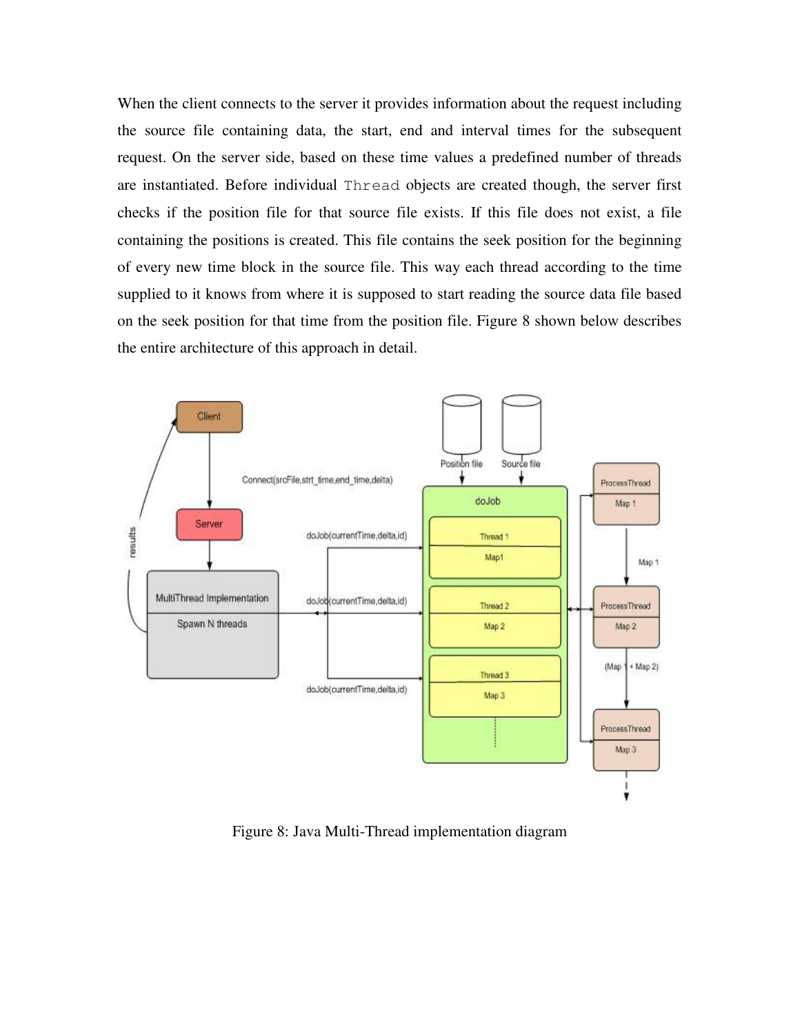When the client connects to the server it provides information about the request including the source file containing data, the start, end and interval times for the subsequent request. On the server side, based on these time values a predefined number of threads are instantiated. Before individual `Thread` objects are created though, the server first checks if the position file for that source file exists. If this file does not exist, a file containing the positions is created. This file contains the seek position for the beginning of every new time block in the source file. This way each thread according to the time supplied to it knows from where it is supposed to start reading the source data file based on the seek position for that time from the position file. Figure 8 shown below describes the entire architecture of this approach in detail.

Figure 8: Java Multi-Thread implementation diagram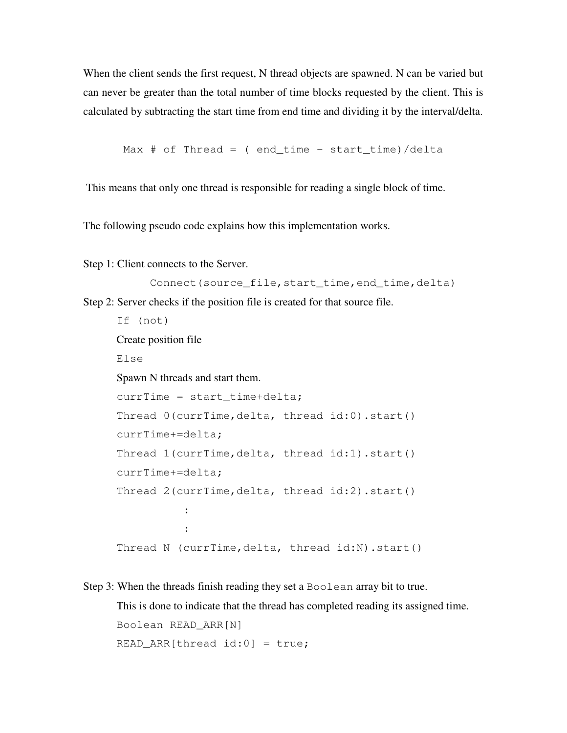When the client sends the first request, N thread objects are spawned. N can be varied but can never be greater than the total number of time blocks requested by the client. This is calculated by subtracting the start time from end time and dividing it by the interval/delta.

```
Max # of Thread = ( end_time – start_time)/delta
```

This means that only one thread is responsible for reading a single block of time.

The following pseudo code explains how this implementation works.

Step 1: Client connects to the Server.

```
Connect(source_file,start_time,end_time,delta)
```

Step 2: Server checks if the position file is created for that source file.

```
If (not)
Create position file
Else
Spawn N threads and start them.
currTime = start_time+delta;
Thread 0(currTime,delta, thread id:0).start()
currTime+=delta;
Thread 1(currTime,delta, thread id:1).start()
currTime+=delta;
Thread 2(currTime,delta, thread id:2).start()
          :
          :
Thread N (currTime,delta, thread id:N).start()
```

Step 3: When the threads finish reading they set a `Boolean` array bit to true.

This is done to indicate that the thread has completed reading its assigned time.

```
Boolean READ_ARR[N]
READ_ARR[thread id:0] = true;
```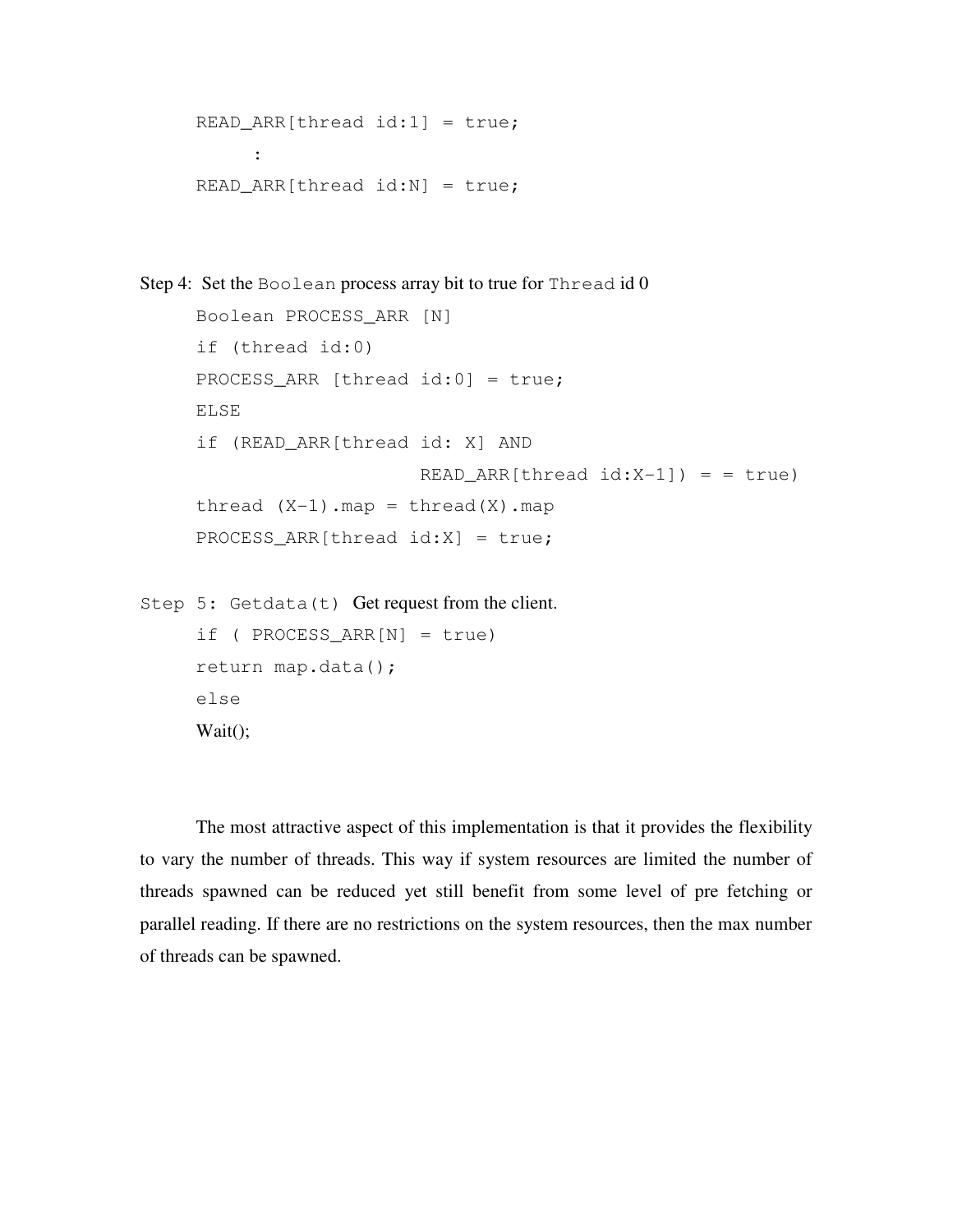```
READ_ARR[thread id:1] = true;
      :
READ_ARR[thread id:N] = true;
```

Step 4: Set the `Boolean` process array bit to true for `Thread` id 0

```
Boolean PROCESS_ARR [N]
if (thread id:0)
PROCESS_ARR [thread id:0] = true;
ELSE
if (READ_ARR[thread id: X] AND
                    READ_ARR[thread id:X-1]) = = true)
thread (X-1).map = thread(X).map
PROCESS_ARR[thread id:X] = true;
```

`Step 5: Getdata(t)` Get request from the client.

```
if ( PROCESS_ARR[N] = true)
return map.data();
else
Wait();
```

The most attractive aspect of this implementation is that it provides the flexibility to vary the number of threads. This way if system resources are limited the number of threads spawned can be reduced yet still benefit from some level of pre fetching or parallel reading. If there are no restrictions on the system resources, then the max number of threads can be spawned.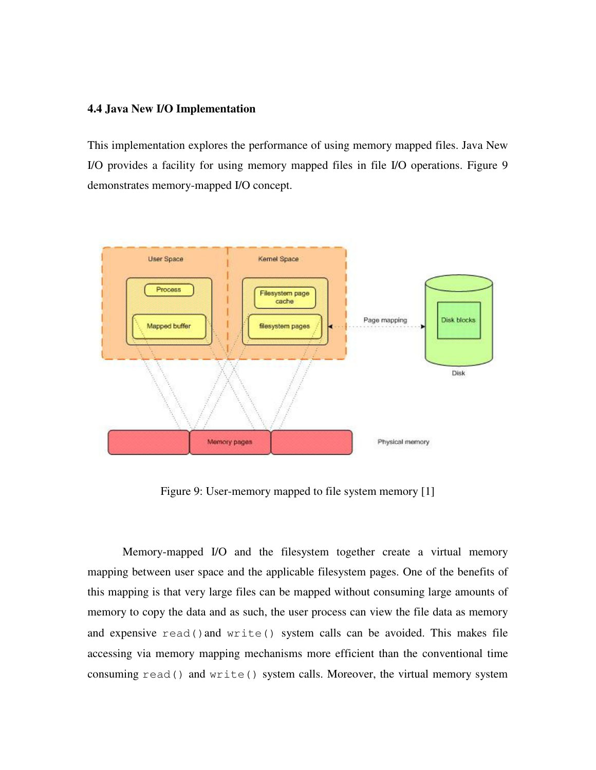### 4.4 Java New I/O Implementation

This implementation explores the performance of using memory mapped files. Java New I/O provides a facility for using memory mapped files in file I/O operations. Figure 9 demonstrates memory-mapped I/O concept.

Figure 9: User-memory mapped to file system memory [1]

Memory-mapped I/O and the filesystem together create a virtual memory mapping between user space and the applicable filesystem pages. One of the benefits of this mapping is that very large files can be mapped without consuming large amounts of memory to copy the data and as such, the user process can view the file data as memory and expensive `read()` and `write()` system calls can be avoided. This makes file accessing via memory mapping mechanisms more efficient than the conventional time consuming `read()` and `write()` system calls. Moreover, the virtual memory system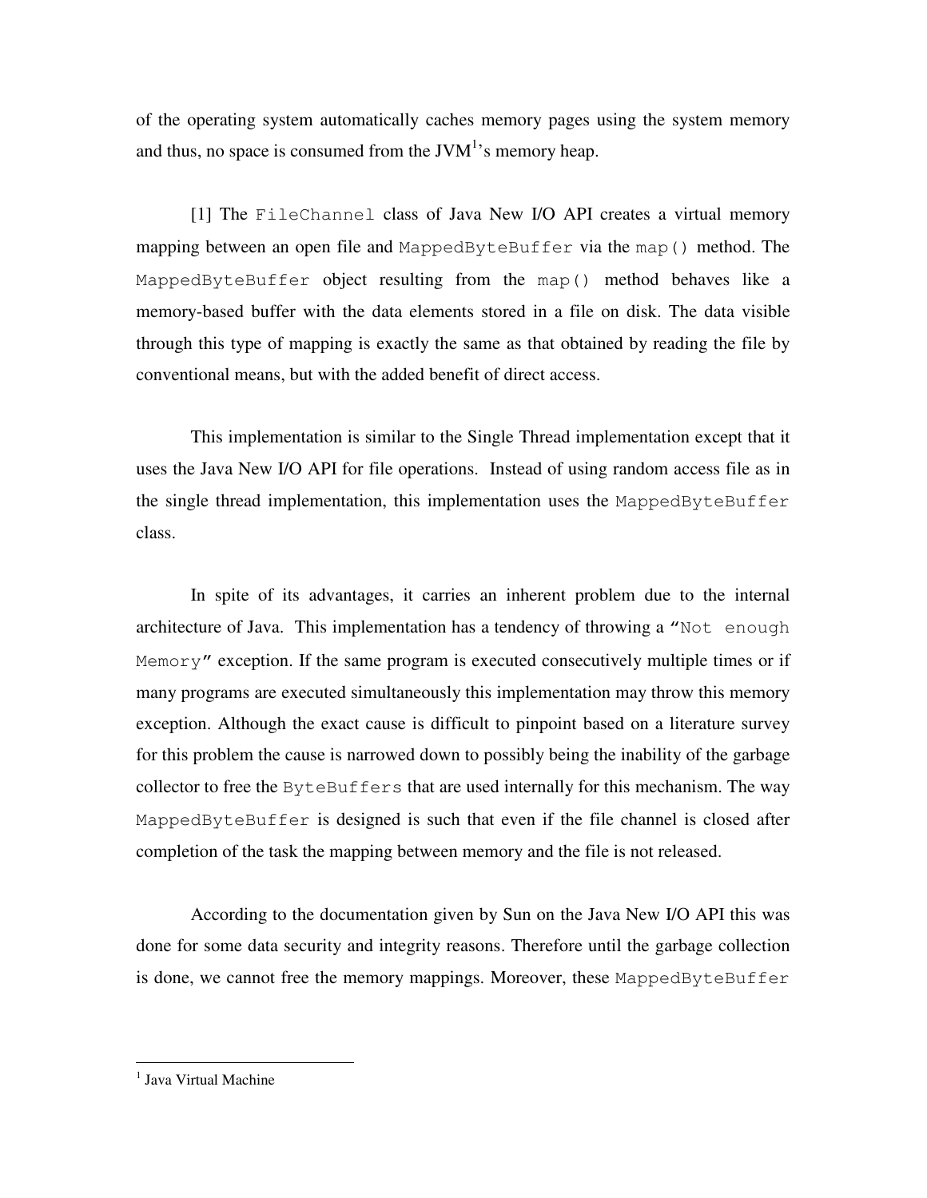of the operating system automatically caches memory pages using the system memory and thus, no space is consumed from the JVM[1]'s memory heap.

[1] The `FileChannel` class of Java New I/O API creates a virtual memory mapping between an open file and `MappedByteBuffer` via the `map()` method. The `MappedByteBuffer` object resulting from the `map()` method behaves like a memory-based buffer with the data elements stored in a file on disk. The data visible through this type of mapping is exactly the same as that obtained by reading the file by conventional means, but with the added benefit of direct access.

This implementation is similar to the Single Thread implementation except that it uses the Java New I/O API for file operations. Instead of using random access file as in the single thread implementation, this implementation uses the `MappedByteBuffer` class.

In spite of its advantages, it carries an inherent problem due to the internal architecture of Java. This implementation has a tendency of throwing a "`Not enough Memory`" exception. If the same program is executed consecutively multiple times or if many programs are executed simultaneously this implementation may throw this memory exception. Although the exact cause is difficult to pinpoint based on a literature survey for this problem the cause is narrowed down to possibly being the inability of the garbage collector to free the `ByteBuffers` that are used internally for this mechanism. The way `MappedByteBuffer` is designed is such that even if the file channel is closed after completion of the task the mapping between memory and the file is not released.

According to the documentation given by Sun on the Java New I/O API this was done for some data security and integrity reasons. Therefore until the garbage collection is done, we cannot free the memory mappings. Moreover, these `MappedByteBuffer`

---

[1] Java Virtual Machine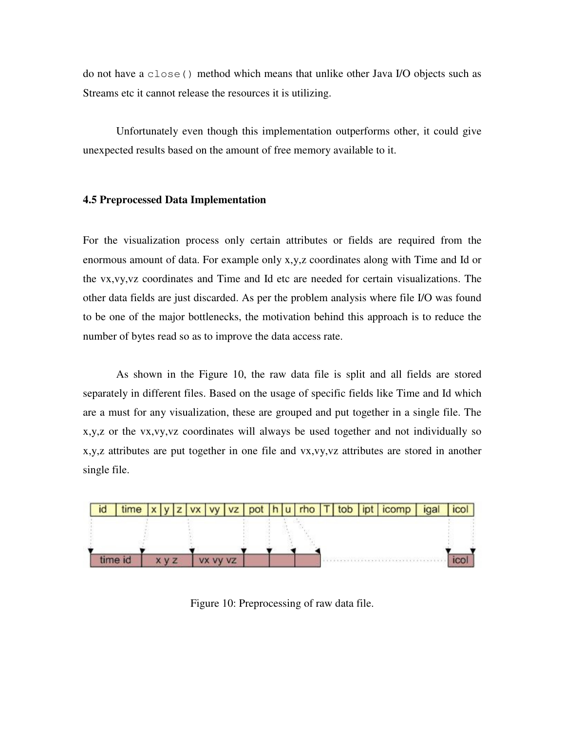do not have a `close()` method which means that unlike other Java I/O objects such as Streams etc it cannot release the resources it is utilizing.

Unfortunately even though this implementation outperforms other, it could give unexpected results based on the amount of free memory available to it.

### 4.5 Preprocessed Data Implementation

For the visualization process only certain attributes or fields are required from the enormous amount of data. For example only x,y,z coordinates along with Time and Id or the vx,vy,vz coordinates and Time and Id etc are needed for certain visualizations. The other data fields are just discarded. As per the problem analysis where file I/O was found to be one of the major bottlenecks, the motivation behind this approach is to reduce the number of bytes read so as to improve the data access rate.

As shown in the Figure 10, the raw data file is split and all fields are stored separately in different files. Based on the usage of specific fields like Time and Id which are a must for any visualization, these are grouped and put together in a single file. The x,y,z or the vx,vy,vz coordinates will always be used together and not individually so x,y,z attributes are put together in one file and vx,vy,vz attributes are stored in another single file.

| id | time | x | y | z | vx | vy | vz | pot | h | u | rho | T | tob | ipt | icomp | igal | icol |
|---|---|---|---|---|---|---|---|---|---|---|---|---|---|---|---|---|---|

| time id | x y z | vx vy vz | | | | ...... | icol |
|---|---|---|---|---|---|---|---|

Figure 10: Preprocessing of raw data file.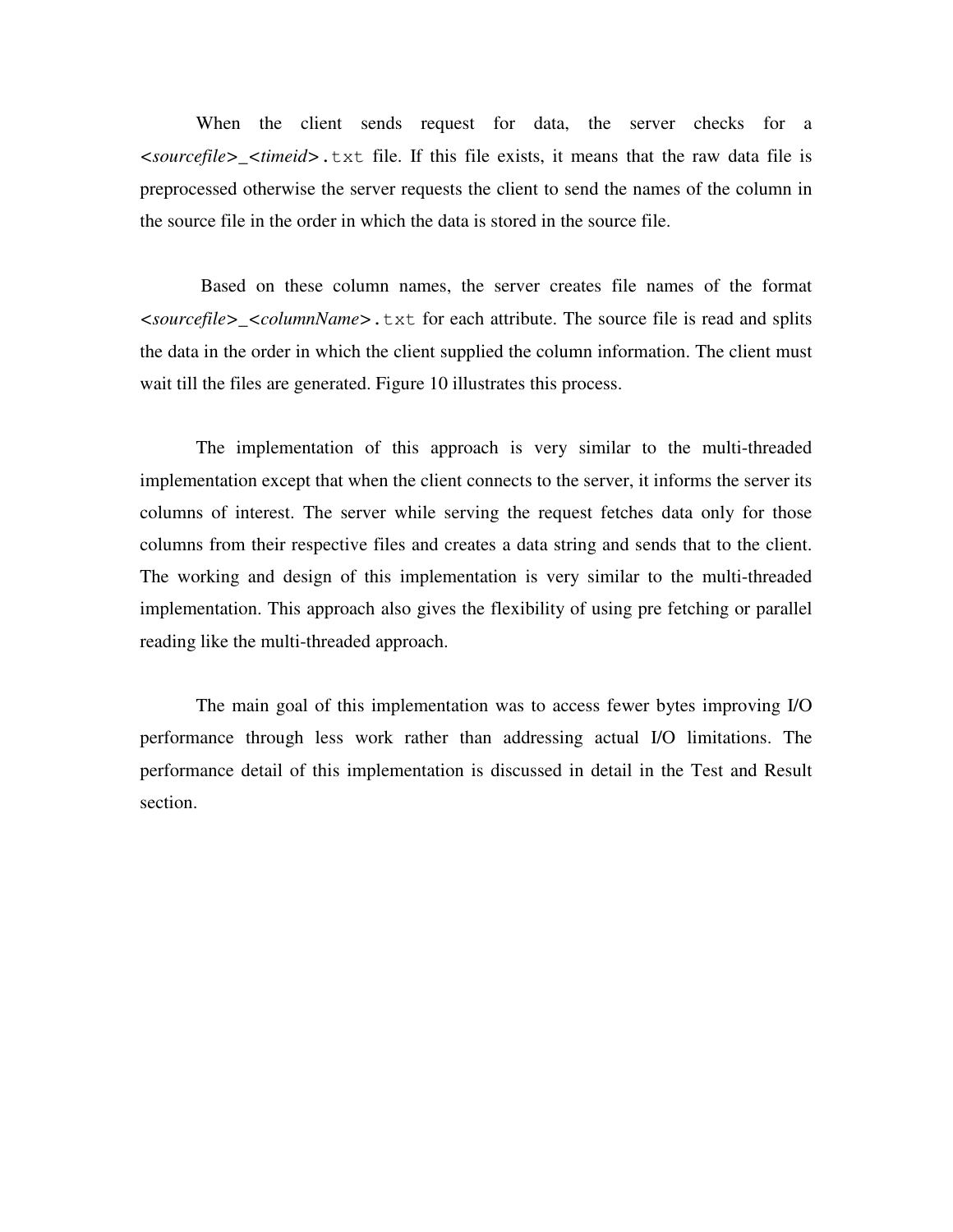When the client sends request for data, the server checks for a <*sourcefile*>_<*timeid*>`.txt` file. If this file exists, it means that the raw data file is preprocessed otherwise the server requests the client to send the names of the column in the source file in the order in which the data is stored in the source file.

Based on these column names, the server creates file names of the format <*sourcefile*>_<*columnName*>`.txt` for each attribute. The source file is read and splits the data in the order in which the client supplied the column information. The client must wait till the files are generated. Figure 10 illustrates this process.

The implementation of this approach is very similar to the multi-threaded implementation except that when the client connects to the server, it informs the server its columns of interest. The server while serving the request fetches data only for those columns from their respective files and creates a data string and sends that to the client. The working and design of this implementation is very similar to the multi-threaded implementation. This approach also gives the flexibility of using pre fetching or parallel reading like the multi-threaded approach.

The main goal of this implementation was to access fewer bytes improving I/O performance through less work rather than addressing actual I/O limitations. The performance detail of this implementation is discussed in detail in the Test and Result section.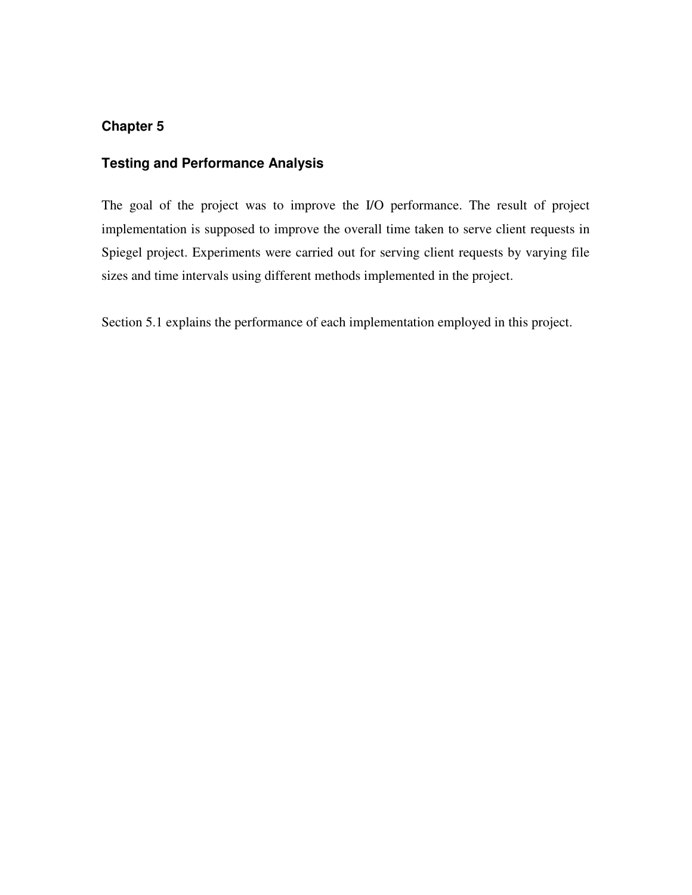# Chapter 5

## Testing and Performance Analysis

The goal of the project was to improve the I/O performance. The result of project implementation is supposed to improve the overall time taken to serve client requests in Spiegel project. Experiments were carried out for serving client requests by varying file sizes and time intervals using different methods implemented in the project.

Section 5.1 explains the performance of each implementation employed in this project.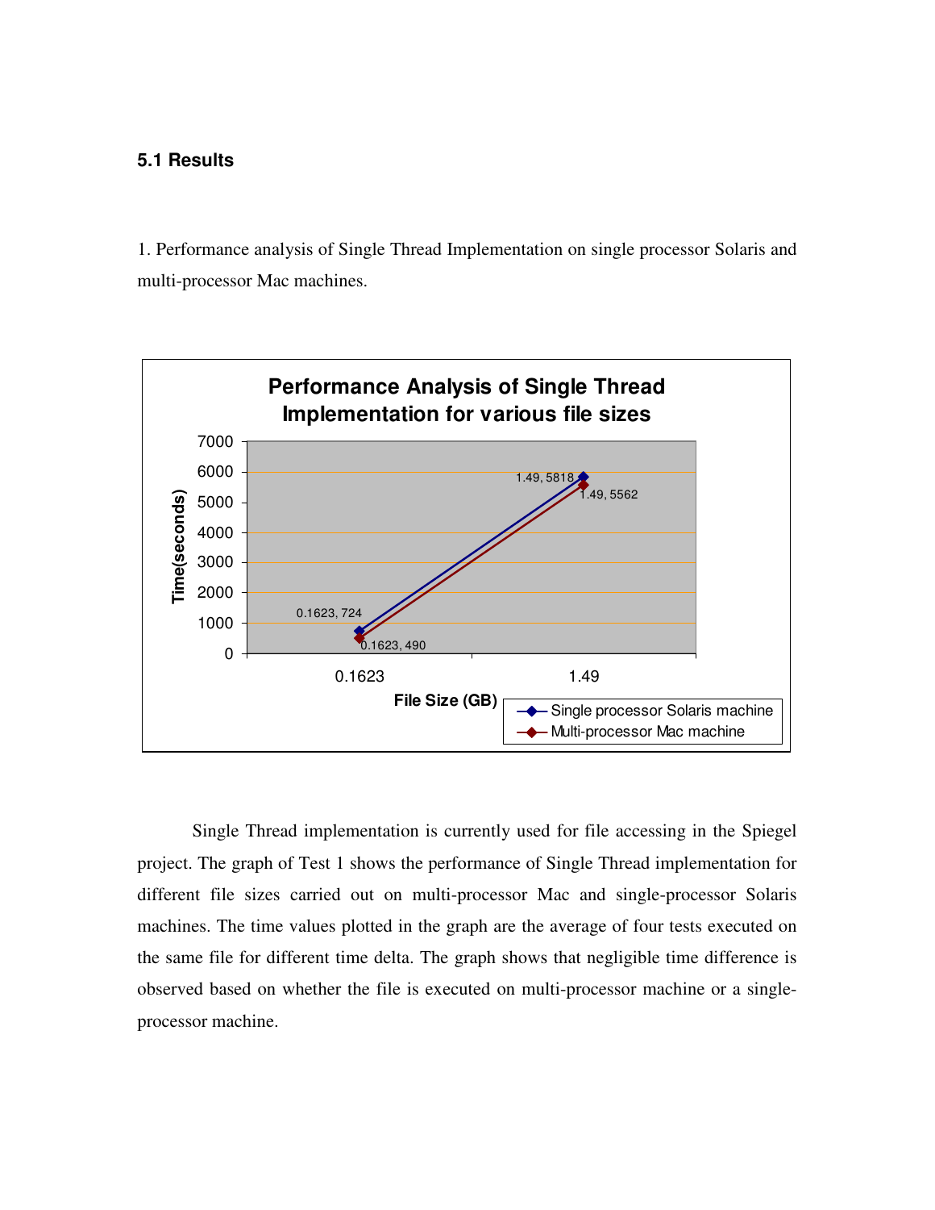### 5.1 Results

1. Performance analysis of Single Thread Implementation on single processor Solaris and multi-processor Mac machines.

**Performance Analysis of Single Thread Implementation for various file sizes**

| File Size (GB) | Single processor Solaris machine Time(seconds) | Multi-processor Mac machine Time(seconds) |
|---|---|---|
| 0.1623 | 724 | 490 |
| 1.49 | 5818 | 5562 |

Single Thread implementation is currently used for file accessing in the Spiegel project. The graph of Test 1 shows the performance of Single Thread implementation for different file sizes carried out on multi-processor Mac and single-processor Solaris machines. The time values plotted in the graph are the average of four tests executed on the same file for different time delta. The graph shows that negligible time difference is observed based on whether the file is executed on multi-processor machine or a single-processor machine.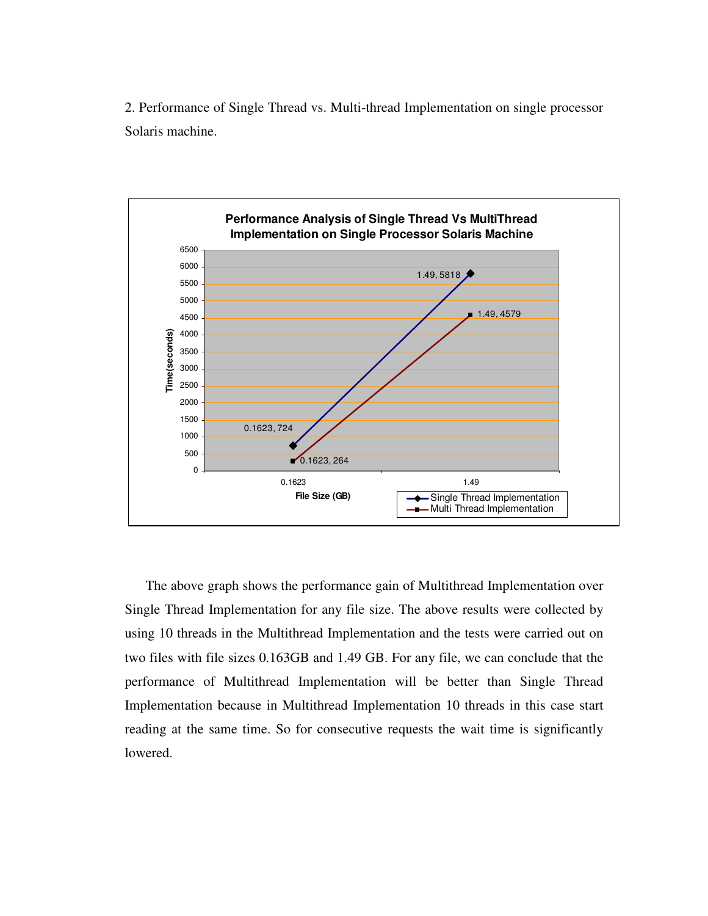2. Performance of Single Thread vs. Multi-thread Implementation on single processor Solaris machine.

**Performance Analysis of Single Thread Vs MultiThread Implementation on Single Processor Solaris Machine**

| File Size (GB) | Single Thread Implementation Time (seconds) | Multi Thread Implementation Time (seconds) |
| --- | --- | --- |
| 0.1623 | 724 | 264 |
| 1.49 | 5818 | 4579 |

The above graph shows the performance gain of Multithread Implementation over Single Thread Implementation for any file size. The above results were collected by using 10 threads in the Multithread Implementation and the tests were carried out on two files with file sizes 0.163GB and 1.49 GB. For any file, we can conclude that the performance of Multithread Implementation will be better than Single Thread Implementation because in Multithread Implementation 10 threads in this case start reading at the same time. So for consecutive requests the wait time is significantly lowered.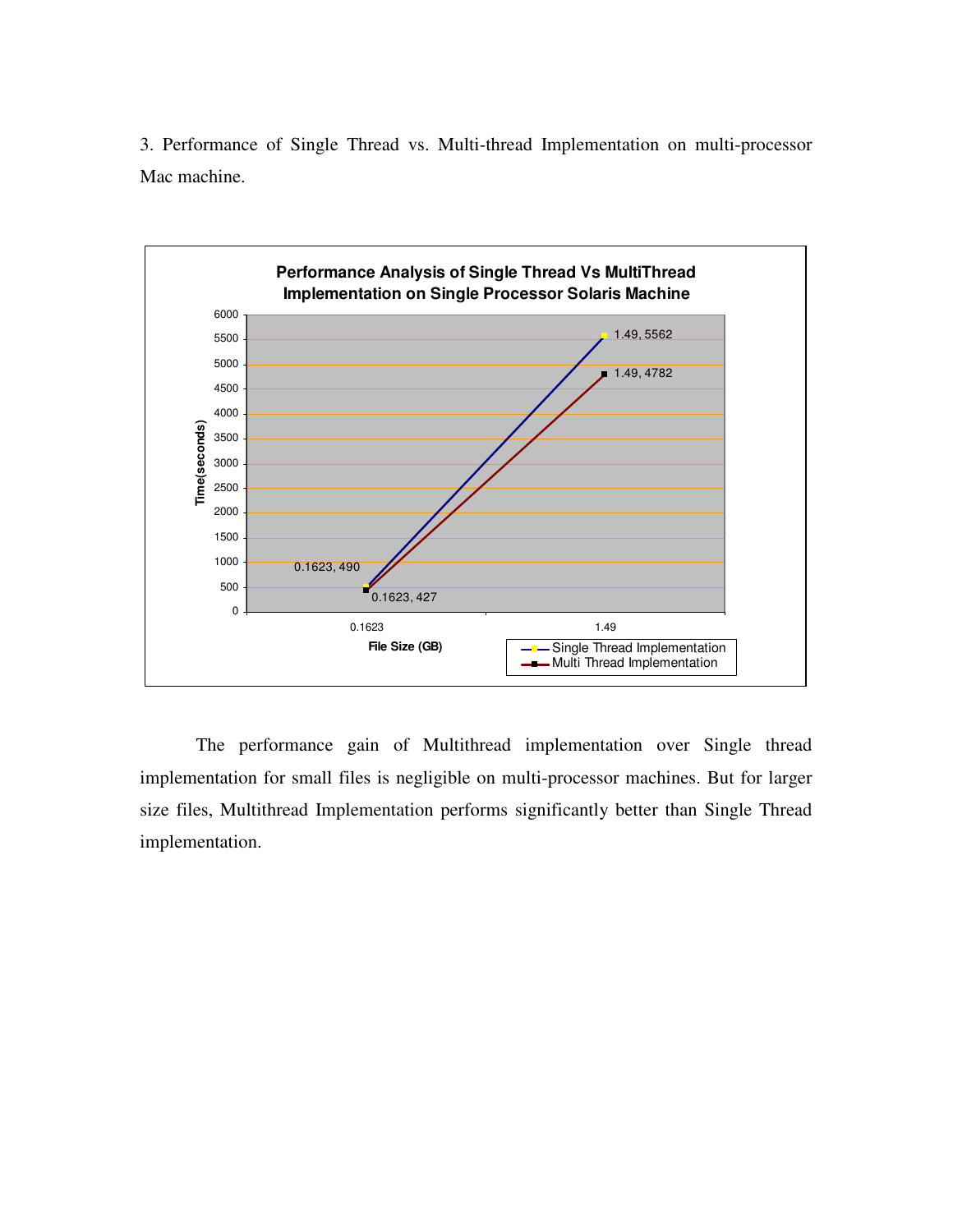3. Performance of Single Thread vs. Multi-thread Implementation on multi-processor Mac machine.

**Performance Analysis of Single Thread Vs MultiThread Implementation on Single Processor Solaris Machine**

| File Size (GB) | Single Thread Implementation Time (seconds) | Multi Thread Implementation Time (seconds) |
| --- | --- | --- |
| 0.1623 | 490 | 427 |
| 1.49 | 5562 | 4782 |

The performance gain of Multithread implementation over Single thread implementation for small files is negligible on multi-processor machines. But for larger size files, Multithread Implementation performs significantly better than Single Thread implementation.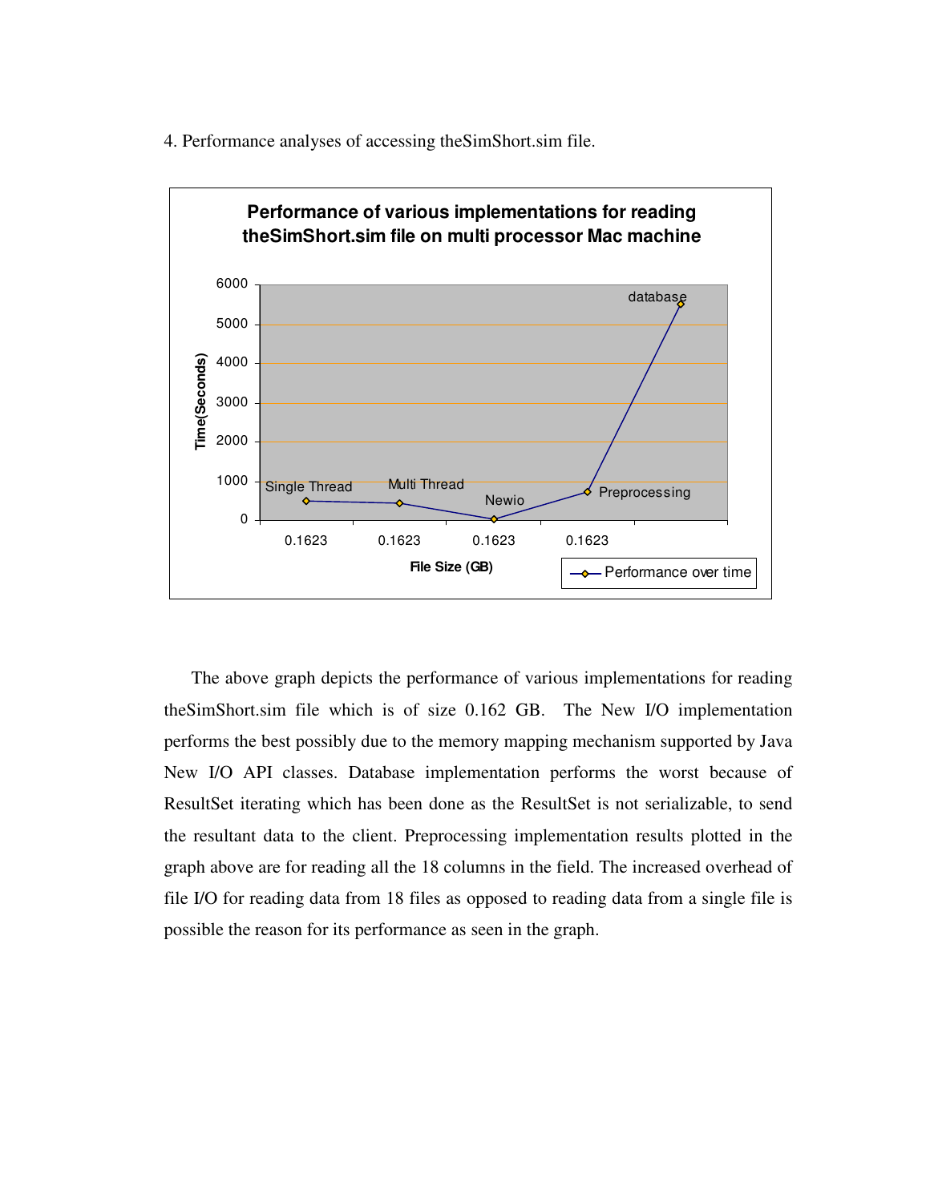4. Performance analyses of accessing theSimShort.sim file.

**Performance of various implementations for reading theSimShort.sim file on multi processor Mac machine**

| File Size (GB) | Implementation | Time(Seconds) |
|---|---|---|
| 0.1623 | Single Thread | |
| 0.1623 | Multi Thread | |
| 0.1623 | Newio | |
| 0.1623 | Preprocessing | |
| | database | |

Performance over time

The above graph depicts the performance of various implementations for reading theSimShort.sim file which is of size 0.162 GB. The New I/O implementation performs the best possibly due to the memory mapping mechanism supported by Java New I/O API classes. Database implementation performs the worst because of ResultSet iterating which has been done as the ResultSet is not serializable, to send the resultant data to the client. Preprocessing implementation results plotted in the graph above are for reading all the 18 columns in the field. The increased overhead of file I/O for reading data from 18 files as opposed to reading data from a single file is possible the reason for its performance as seen in the graph.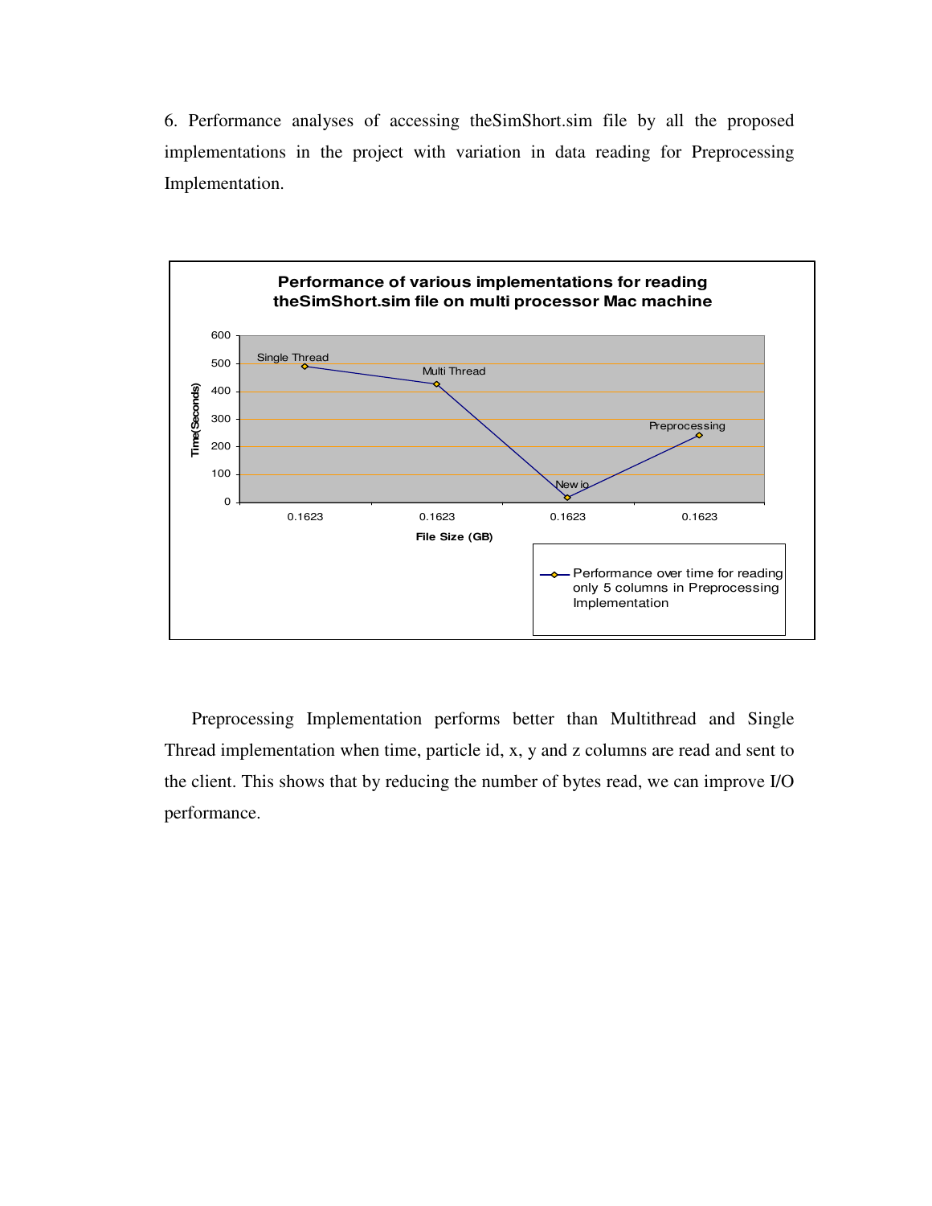6. Performance analyses of accessing theSimShort.sim file by all the proposed implementations in the project with variation in data reading for Preprocessing Implementation.

**Performance of various implementations for reading theSimShort.sim file on multi processor Mac machine**

Preprocessing Implementation performs better than Multithread and Single Thread implementation when time, particle id, x, y and z columns are read and sent to the client. This shows that by reducing the number of bytes read, we can improve I/O performance.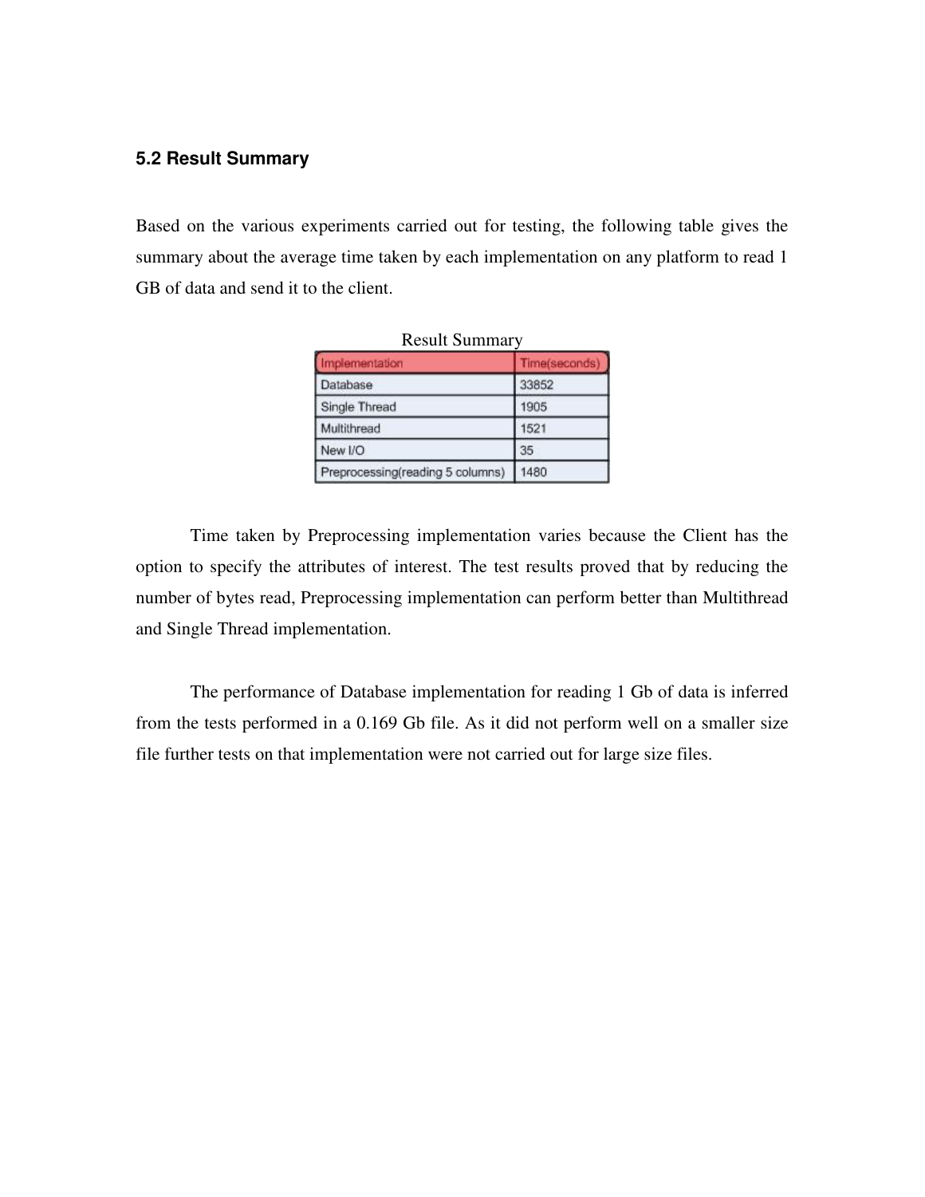### 5.2 Result Summary

Based on the various experiments carried out for testing, the following table gives the summary about the average time taken by each implementation on any platform to read 1 GB of data and send it to the client.

Result Summary

| Implementation | Time(seconds) |
| --- | --- |
| Database | 33852 |
| Single Thread | 1905 |
| Multithread | 1521 |
| New I/O | 35 |
| Preprocessing(reading 5 columns) | 1480 |

Time taken by Preprocessing implementation varies because the Client has the option to specify the attributes of interest. The test results proved that by reducing the number of bytes read, Preprocessing implementation can perform better than Multithread and Single Thread implementation.

The performance of Database implementation for reading 1 Gb of data is inferred from the tests performed in a 0.169 Gb file. As it did not perform well on a smaller size file further tests on that implementation were not carried out for large size files.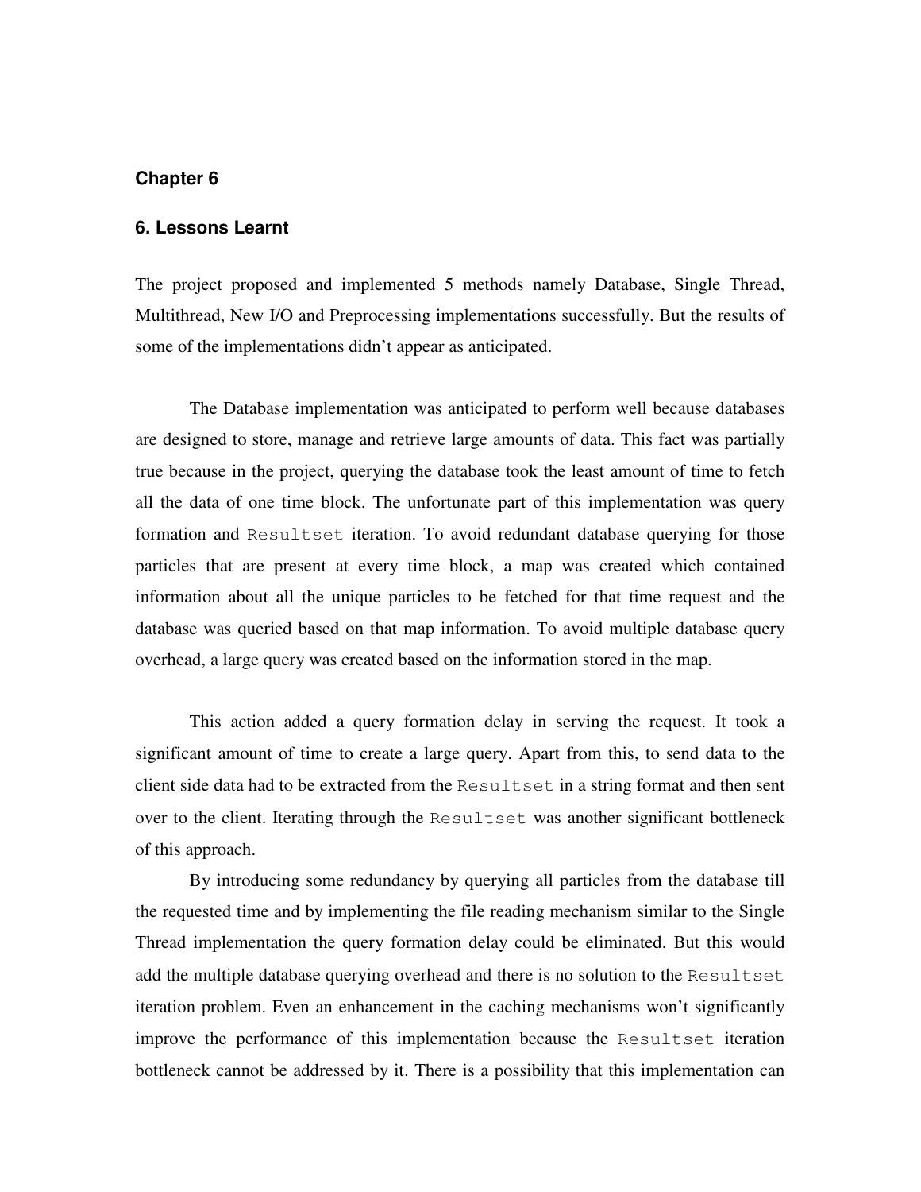**Chapter 6**

## 6. Lessons Learnt

The project proposed and implemented 5 methods namely Database, Single Thread, Multithread, New I/O and Preprocessing implementations successfully. But the results of some of the implementations didn't appear as anticipated.

The Database implementation was anticipated to perform well because databases are designed to store, manage and retrieve large amounts of data. This fact was partially true because in the project, querying the database took the least amount of time to fetch all the data of one time block. The unfortunate part of this implementation was query formation and `Resultset` iteration. To avoid redundant database querying for those particles that are present at every time block, a map was created which contained information about all the unique particles to be fetched for that time request and the database was queried based on that map information. To avoid multiple database query overhead, a large query was created based on the information stored in the map.

This action added a query formation delay in serving the request. It took a significant amount of time to create a large query. Apart from this, to send data to the client side data had to be extracted from the `Resultset` in a string format and then sent over to the client. Iterating through the `Resultset` was another significant bottleneck of this approach.

By introducing some redundancy by querying all particles from the database till the requested time and by implementing the file reading mechanism similar to the Single Thread implementation the query formation delay could be eliminated. But this would add the multiple database querying overhead and there is no solution to the `Resultset` iteration problem. Even an enhancement in the caching mechanisms won't significantly improve the performance of this implementation because the `Resultset` iteration bottleneck cannot be addressed by it. There is a possibility that this implementation can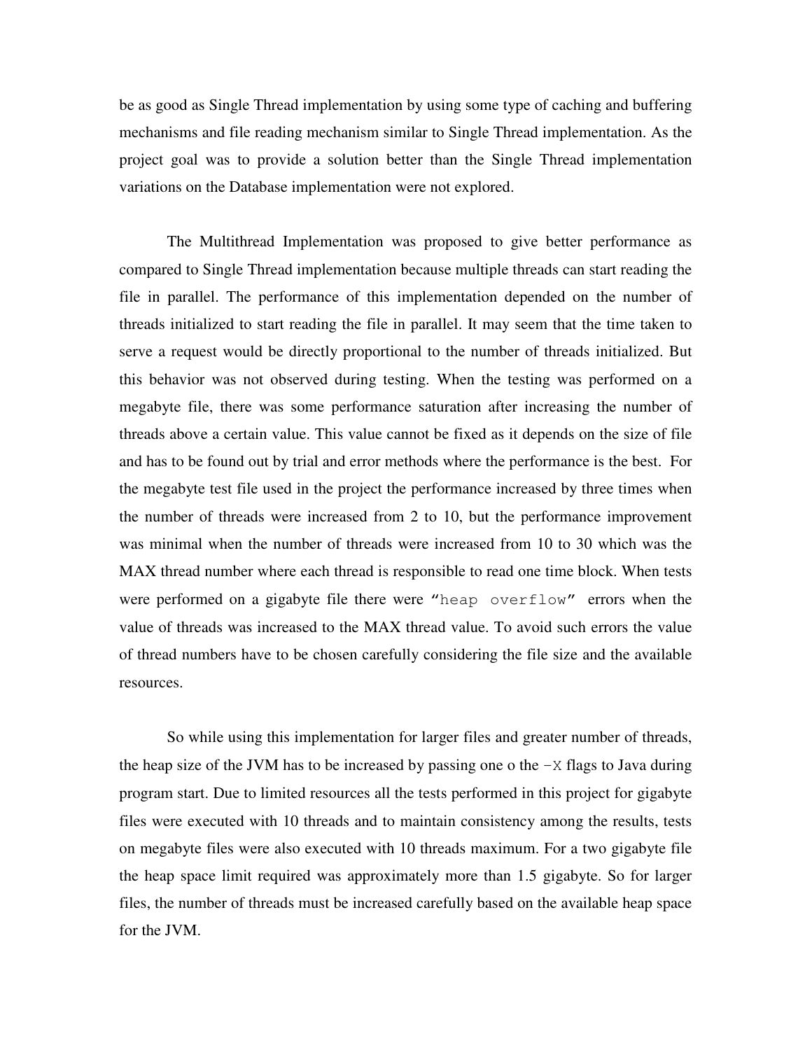be as good as Single Thread implementation by using some type of caching and buffering mechanisms and file reading mechanism similar to Single Thread implementation. As the project goal was to provide a solution better than the Single Thread implementation variations on the Database implementation were not explored.

The Multithread Implementation was proposed to give better performance as compared to Single Thread implementation because multiple threads can start reading the file in parallel. The performance of this implementation depended on the number of threads initialized to start reading the file in parallel. It may seem that the time taken to serve a request would be directly proportional to the number of threads initialized. But this behavior was not observed during testing. When the testing was performed on a megabyte file, there was some performance saturation after increasing the number of threads above a certain value. This value cannot be fixed as it depends on the size of file and has to be found out by trial and error methods where the performance is the best. For the megabyte test file used in the project the performance increased by three times when the number of threads were increased from 2 to 10, but the performance improvement was minimal when the number of threads were increased from 10 to 30 which was the MAX thread number where each thread is responsible to read one time block. When tests were performed on a gigabyte file there were `“heap overflow”` errors when the value of threads was increased to the MAX thread value. To avoid such errors the value of thread numbers have to be chosen carefully considering the file size and the available resources.

So while using this implementation for larger files and greater number of threads, the heap size of the JVM has to be increased by passing one o the `-X` flags to Java during program start. Due to limited resources all the tests performed in this project for gigabyte files were executed with 10 threads and to maintain consistency among the results, tests on megabyte files were also executed with 10 threads maximum. For a two gigabyte file the heap space limit required was approximately more than 1.5 gigabyte. So for larger files, the number of threads must be increased carefully based on the available heap space for the JVM.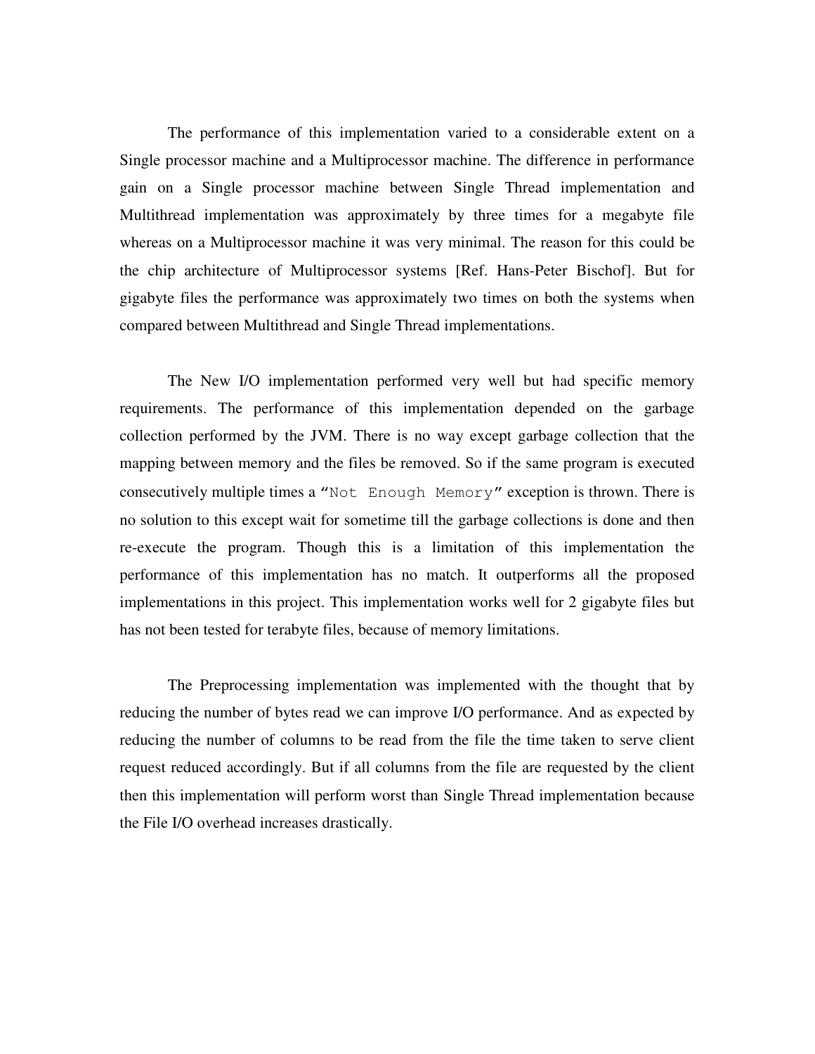The performance of this implementation varied to a considerable extent on a Single processor machine and a Multiprocessor machine. The difference in performance gain on a Single processor machine between Single Thread implementation and Multithread implementation was approximately by three times for a megabyte file whereas on a Multiprocessor machine it was very minimal. The reason for this could be the chip architecture of Multiprocessor systems [Ref. Hans-Peter Bischof]. But for gigabyte files the performance was approximately two times on both the systems when compared between Multithread and Single Thread implementations.

The New I/O implementation performed very well but had specific memory requirements. The performance of this implementation depended on the garbage collection performed by the JVM. There is no way except garbage collection that the mapping between memory and the files be removed. So if the same program is executed consecutively multiple times a "`Not Enough Memory`" exception is thrown. There is no solution to this except wait for sometime till the garbage collections is done and then re-execute the program. Though this is a limitation of this implementation the performance of this implementation has no match. It outperforms all the proposed implementations in this project. This implementation works well for 2 gigabyte files but has not been tested for terabyte files, because of memory limitations.

The Preprocessing implementation was implemented with the thought that by reducing the number of bytes read we can improve I/O performance. And as expected by reducing the number of columns to be read from the file the time taken to serve client request reduced accordingly. But if all columns from the file are requested by the client then this implementation will perform worst than Single Thread implementation because the File I/O overhead increases drastically.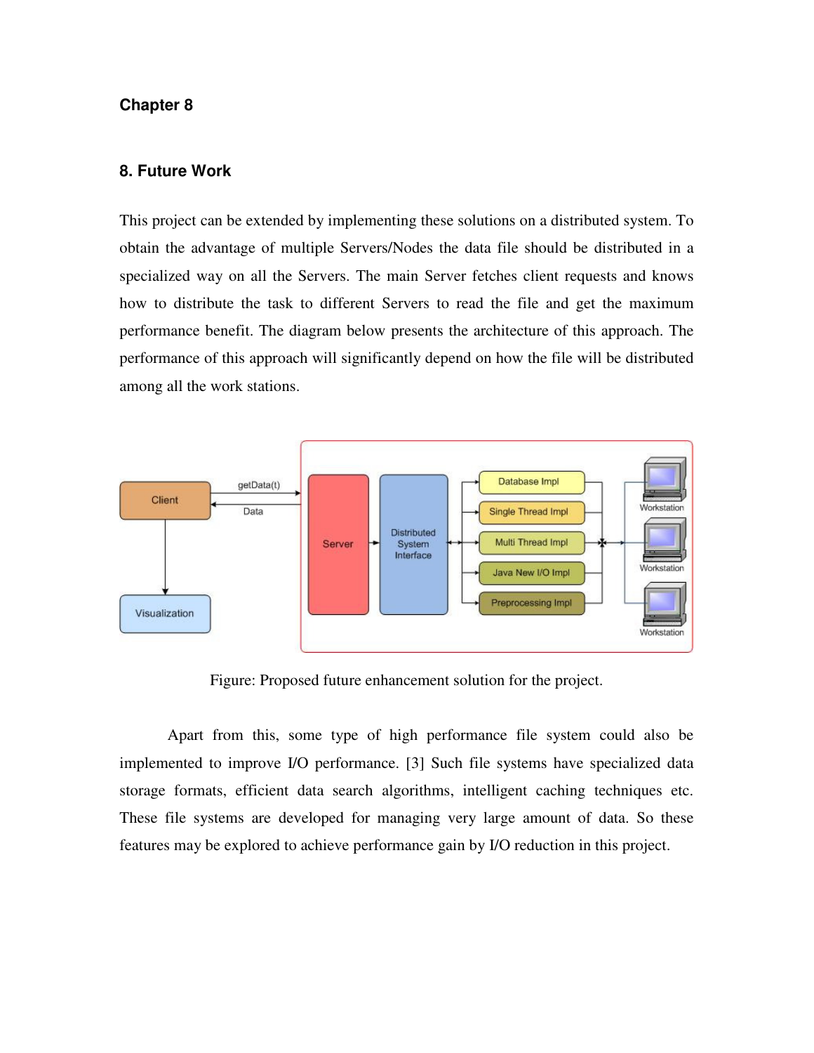# Chapter 8

## 8. Future Work

This project can be extended by implementing these solutions on a distributed system. To obtain the advantage of multiple Servers/Nodes the data file should be distributed in a specialized way on all the Servers. The main Server fetches client requests and knows how to distribute the task to different Servers to read the file and get the maximum performance benefit. The diagram below presents the architecture of this approach. The performance of this approach will significantly depend on how the file will be distributed among all the work stations.

Figure: Proposed future enhancement solution for the project.

Apart from this, some type of high performance file system could also be implemented to improve I/O performance. [3] Such file systems have specialized data storage formats, efficient data search algorithms, intelligent caching techniques etc. These file systems are developed for managing very large amount of data. So these features may be explored to achieve performance gain by I/O reduction in this project.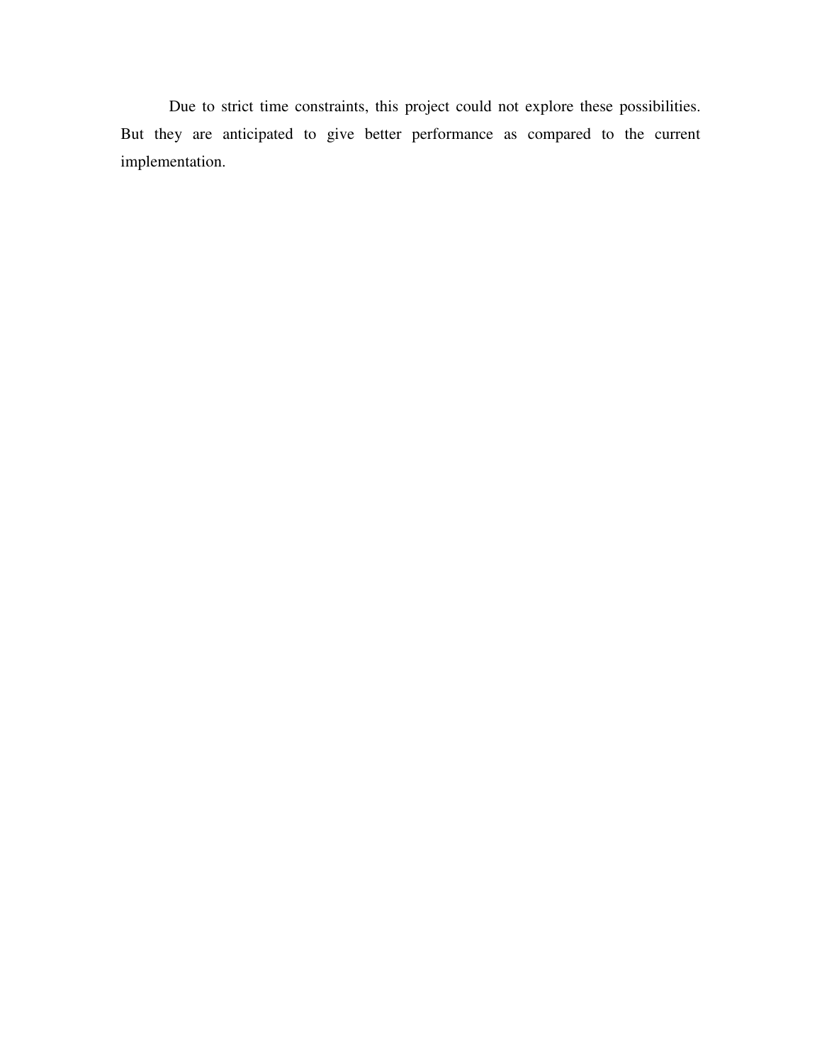Due to strict time constraints, this project could not explore these possibilities. But they are anticipated to give better performance as compared to the current implementation.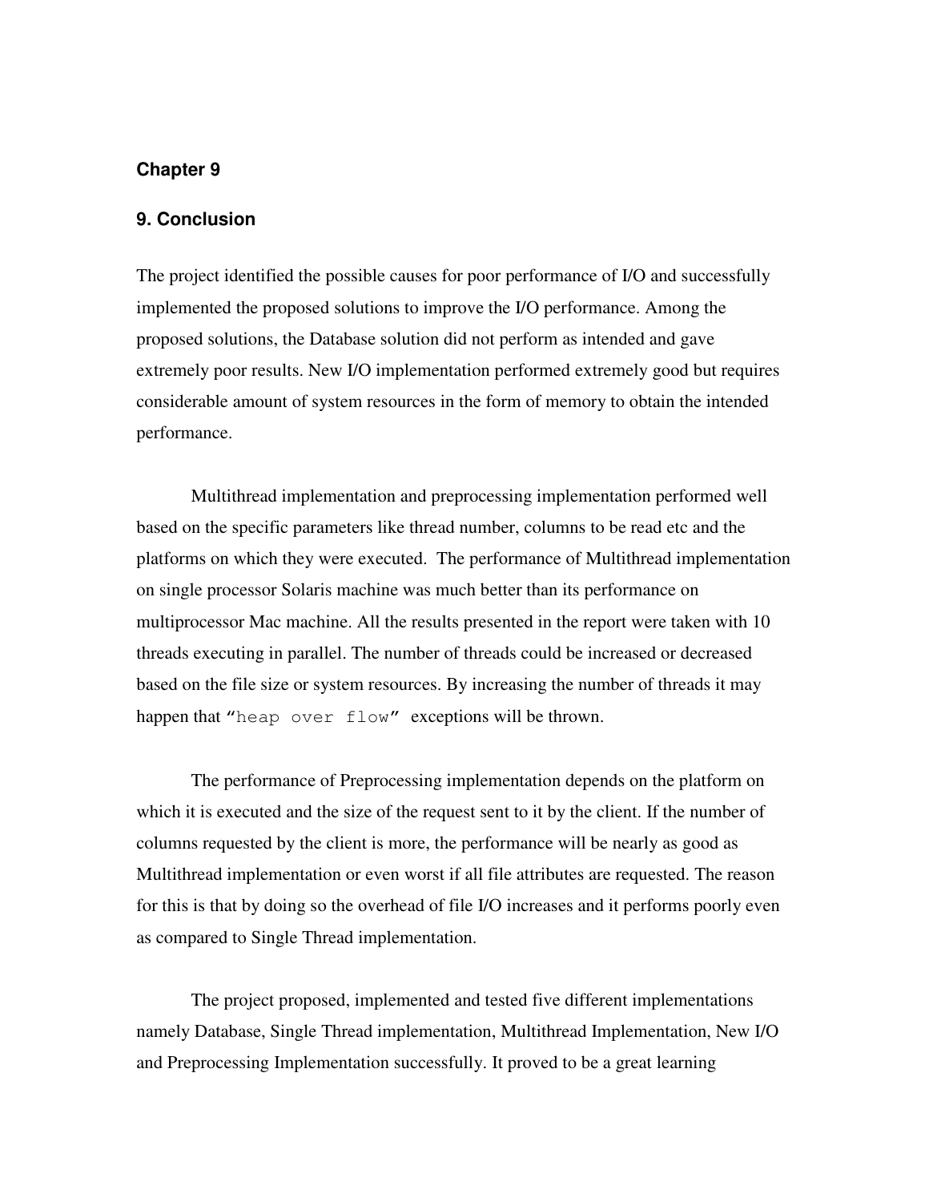## Chapter 9

### 9. Conclusion

The project identified the possible causes for poor performance of I/O and successfully implemented the proposed solutions to improve the I/O performance. Among the proposed solutions, the Database solution did not perform as intended and gave extremely poor results. New I/O implementation performed extremely good but requires considerable amount of system resources in the form of memory to obtain the intended performance.

Multithread implementation and preprocessing implementation performed well based on the specific parameters like thread number, columns to be read etc and the platforms on which they were executed. The performance of Multithread implementation on single processor Solaris machine was much better than its performance on multiprocessor Mac machine. All the results presented in the report were taken with 10 threads executing in parallel. The number of threads could be increased or decreased based on the file size or system resources. By increasing the number of threads it may happen that "`heap over flow`" exceptions will be thrown.

The performance of Preprocessing implementation depends on the platform on which it is executed and the size of the request sent to it by the client. If the number of columns requested by the client is more, the performance will be nearly as good as Multithread implementation or even worst if all file attributes are requested. The reason for this is that by doing so the overhead of file I/O increases and it performs poorly even as compared to Single Thread implementation.

The project proposed, implemented and tested five different implementations namely Database, Single Thread implementation, Multithread Implementation, New I/O and Preprocessing Implementation successfully. It proved to be a great learning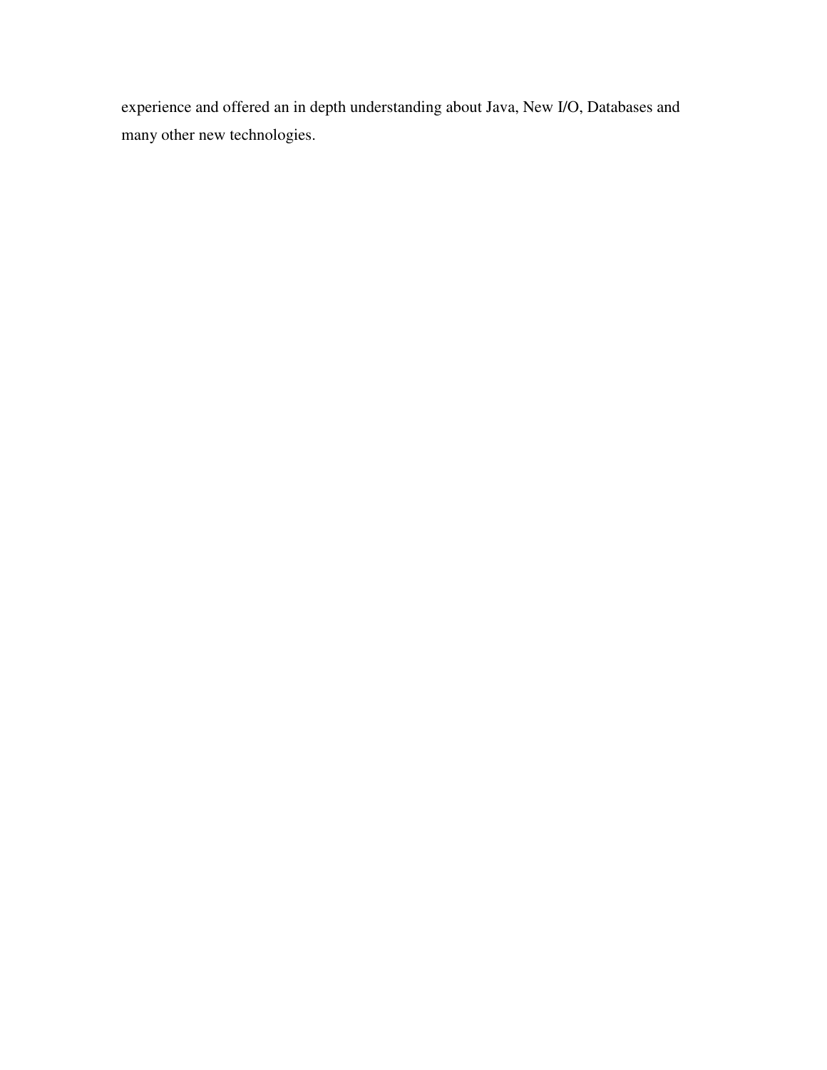experience and offered an in depth understanding about Java, New I/O, Databases and many other new technologies.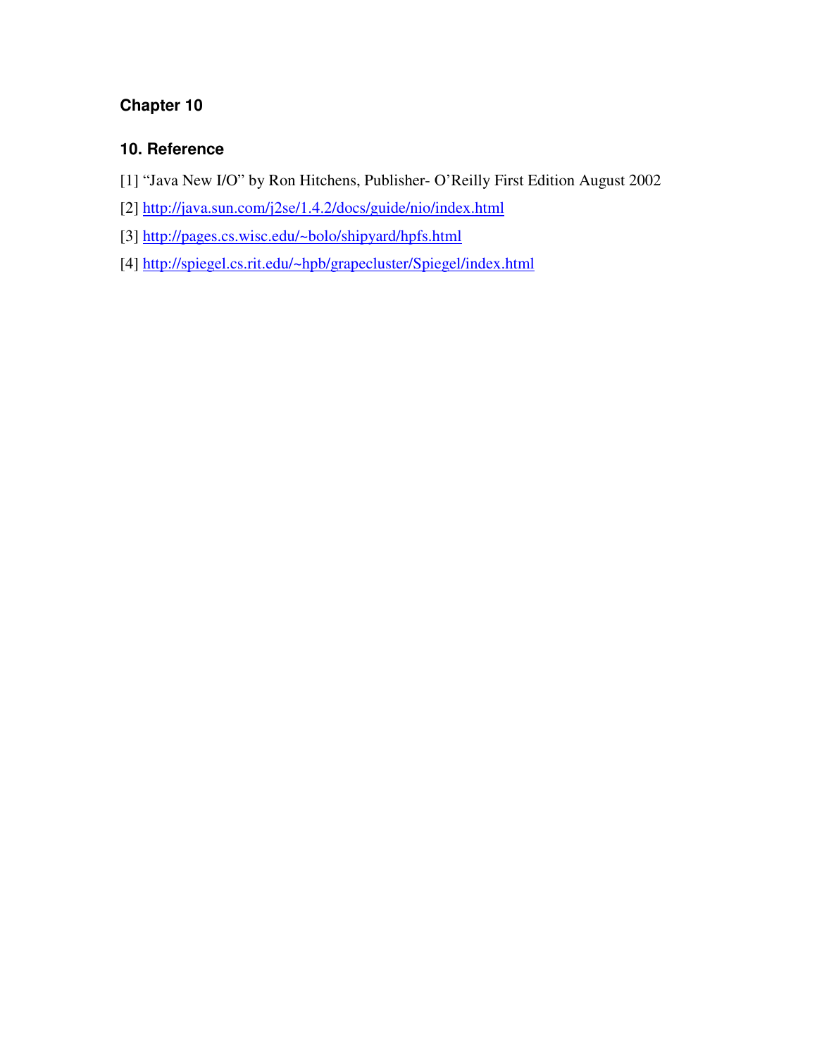## Chapter 10

### 10. Reference

[1] “Java New I/O” by Ron Hitchens, Publisher- O’Reilly First Edition August 2002

[2] http://java.sun.com/j2se/1.4.2/docs/guide/nio/index.html

[3] http://pages.cs.wisc.edu/~bolo/shipyard/hpfs.html

[4] http://spiegel.cs.rit.edu/~hpb/grapecluster/Spiegel/index.html